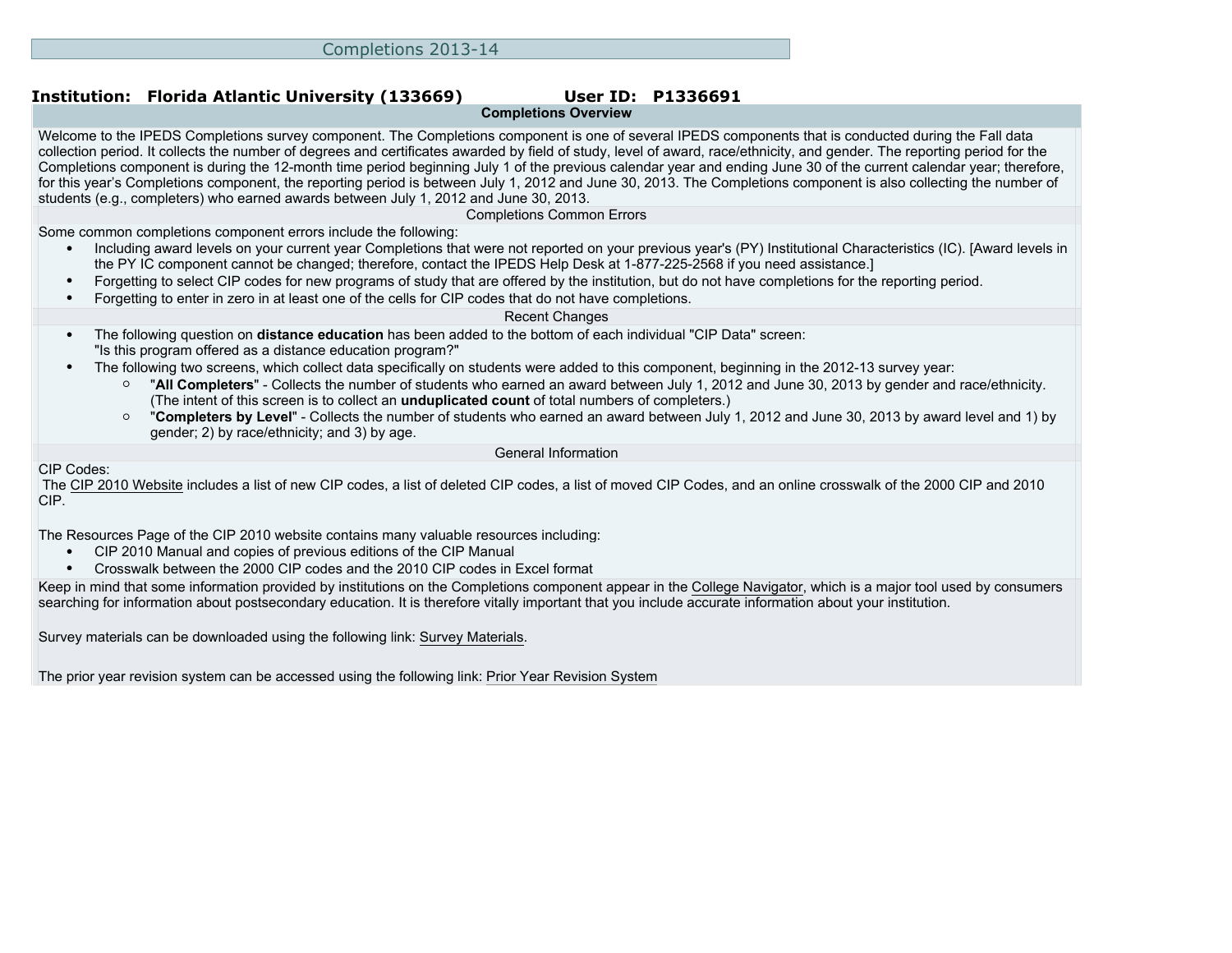# Completions 2013-14

**Institution: Florida Atlantic University (133669)** **User ID: P1336691**

## Completions Overview

Welcome to the IPEDS Completions survey component. The Completions component is one of several IPEDS components that is conducted during the Fall data collection period. It collects the number of degrees and certificates awarded by field of study, level of award, race/ethnicity, and gender. The reporting period for the Completions component is during the 12-month time period beginning July 1 of the previous calendar year and ending June 30 of the current calendar year; therefore, for this year's Completions component, the reporting period is between July 1, 2012 and June 30, 2013. The Completions component is also collecting the number of students (e.g., completers) who earned awards between July 1, 2012 and June 30, 2013.

### Completions Common Errors

Some common completions component errors include the following:

- Including award levels on your current year Completions that were not reported on your previous year's (PY) Institutional Characteristics (IC). [Award levels in the PY IC component cannot be changed; therefore, contact the IPEDS Help Desk at 1-877-225-2568 if you need assistance.]
- Forgetting to select CIP codes for new programs of study that are offered by the institution, but do not have completions for the reporting period.
- Forgetting to enter in zero in at least one of the cells for CIP codes that do not have completions.

### Recent Changes

- The following question on **distance education** has been added to the bottom of each individual "CIP Data" screen:
  "Is this program offered as a distance education program?"
- The following two screens, which collect data specifically on students were added to this component, beginning in the 2012-13 survey year:
  - "**All Completers**" - Collects the number of students who earned an award between July 1, 2012 and June 30, 2013 by gender and race/ethnicity. (The intent of this screen is to collect an **unduplicated count** of total numbers of completers.)
  - "**Completers by Level**" - Collects the number of students who earned an award between July 1, 2012 and June 30, 2013 by award level and 1) by gender; 2) by race/ethnicity; and 3) by age.

### General Information

CIP Codes:
The CIP 2010 Website includes a list of new CIP codes, a list of deleted CIP codes, a list of moved CIP Codes, and an online crosswalk of the 2000 CIP and 2010 CIP.

The Resources Page of the CIP 2010 website contains many valuable resources including:

- CIP 2010 Manual and copies of previous editions of the CIP Manual
- Crosswalk between the 2000 CIP codes and the 2010 CIP codes in Excel format

Keep in mind that some information provided by institutions on the Completions component appear in the College Navigator, which is a major tool used by consumers searching for information about postsecondary education. It is therefore vitally important that you include accurate information about your institution.

Survey materials can be downloaded using the following link: Survey Materials.

The prior year revision system can be accessed using the following link: Prior Year Revision System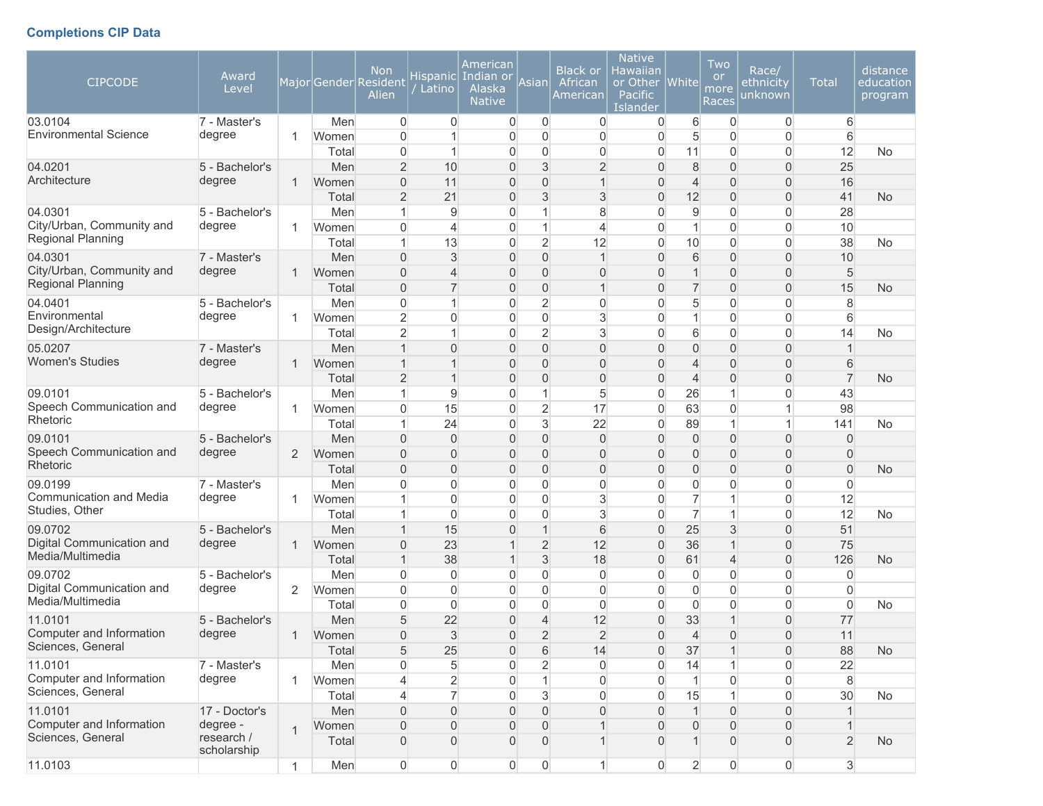### Completions CIP Data

| CIPCODE | Award Level | Major | Gender | Non Resident Alien | Hispanic / Latino | American Indian or Alaska Native | Asian | Black or African American | Native Hawaiian or Other Pacific Islander | White | Two or more Races | Race/ ethnicity unknown | Total | distance education program |
|---|---|---|---|---|---|---|---|---|---|---|---|---|---|---|
| 03.0104 Environmental Science | 7 - Master's degree | 1 | Men | 0 | 0 | 0 | 0 | 0 | 0 | 6 | 0 | 0 | 6 | |
| | | | Women | 0 | 1 | 0 | 0 | 0 | 0 | 5 | 0 | 0 | 6 | |
| | | | Total | 0 | 1 | 0 | 0 | 0 | 0 | 11 | 0 | 0 | 12 | No |
| 04.0201 Architecture | 5 - Bachelor's degree | 1 | Men | 2 | 10 | 0 | 3 | 2 | 0 | 8 | 0 | 0 | 25 | |
| | | | Women | 0 | 11 | 0 | 0 | 1 | 0 | 4 | 0 | 0 | 16 | |
| | | | Total | 2 | 21 | 0 | 3 | 3 | 0 | 12 | 0 | 0 | 41 | No |
| 04.0301 City/Urban, Community and Regional Planning | 5 - Bachelor's degree | 1 | Men | 1 | 9 | 0 | 1 | 8 | 0 | 9 | 0 | 0 | 28 | |
| | | | Women | 0 | 4 | 0 | 1 | 4 | 0 | 1 | 0 | 0 | 10 | |
| | | | Total | 1 | 13 | 0 | 2 | 12 | 0 | 10 | 0 | 0 | 38 | No |
| 04.0301 City/Urban, Community and Regional Planning | 7 - Master's degree | 1 | Men | 0 | 3 | 0 | 0 | 1 | 0 | 6 | 0 | 0 | 10 | |
| | | | Women | 0 | 4 | 0 | 0 | 0 | 0 | 1 | 0 | 0 | 5 | |
| | | | Total | 0 | 7 | 0 | 0 | 1 | 0 | 7 | 0 | 0 | 15 | No |
| 04.0401 Environmental Design/Architecture | 5 - Bachelor's degree | 1 | Men | 0 | 1 | 0 | 2 | 0 | 0 | 5 | 0 | 0 | 8 | |
| | | | Women | 2 | 0 | 0 | 0 | 3 | 0 | 1 | 0 | 0 | 6 | |
| | | | Total | 2 | 1 | 0 | 2 | 3 | 0 | 6 | 0 | 0 | 14 | No |
| 05.0207 Women's Studies | 7 - Master's degree | 1 | Men | 1 | 0 | 0 | 0 | 0 | 0 | 0 | 0 | 0 | 1 | |
| | | | Women | 1 | 1 | 0 | 0 | 0 | 0 | 4 | 0 | 0 | 6 | |
| | | | Total | 2 | 1 | 0 | 0 | 0 | 0 | 4 | 0 | 0 | 7 | No |
| 09.0101 Speech Communication and Rhetoric | 5 - Bachelor's degree | 1 | Men | 1 | 9 | 0 | 1 | 5 | 0 | 26 | 1 | 0 | 43 | |
| | | | Women | 0 | 15 | 0 | 2 | 17 | 0 | 63 | 0 | 1 | 98 | |
| | | | Total | 1 | 24 | 0 | 3 | 22 | 0 | 89 | 1 | 1 | 141 | No |
| 09.0101 Speech Communication and Rhetoric | 5 - Bachelor's degree | 2 | Men | 0 | 0 | 0 | 0 | 0 | 0 | 0 | 0 | 0 | 0 | |
| | | | Women | 0 | 0 | 0 | 0 | 0 | 0 | 0 | 0 | 0 | 0 | |
| | | | Total | 0 | 0 | 0 | 0 | 0 | 0 | 0 | 0 | 0 | 0 | No |
| 09.0199 Communication and Media Studies, Other | 7 - Master's degree | 1 | Men | 0 | 0 | 0 | 0 | 0 | 0 | 0 | 0 | 0 | 0 | |
| | | | Women | 1 | 0 | 0 | 0 | 3 | 0 | 7 | 1 | 0 | 12 | |
| | | | Total | 1 | 0 | 0 | 0 | 3 | 0 | 7 | 1 | 0 | 12 | No |
| 09.0702 Digital Communication and Media/Multimedia | 5 - Bachelor's degree | 1 | Men | 1 | 15 | 0 | 1 | 6 | 0 | 25 | 3 | 0 | 51 | |
| | | | Women | 0 | 23 | 1 | 2 | 12 | 0 | 36 | 1 | 0 | 75 | |
| | | | Total | 1 | 38 | 1 | 3 | 18 | 0 | 61 | 4 | 0 | 126 | No |
| 09.0702 Digital Communication and Media/Multimedia | 5 - Bachelor's degree | 2 | Men | 0 | 0 | 0 | 0 | 0 | 0 | 0 | 0 | 0 | 0 | |
| | | | Women | 0 | 0 | 0 | 0 | 0 | 0 | 0 | 0 | 0 | 0 | |
| | | | Total | 0 | 0 | 0 | 0 | 0 | 0 | 0 | 0 | 0 | 0 | No |
| 11.0101 Computer and Information Sciences, General | 5 - Bachelor's degree | 1 | Men | 5 | 22 | 0 | 4 | 12 | 0 | 33 | 1 | 0 | 77 | |
| | | | Women | 0 | 3 | 0 | 2 | 2 | 0 | 4 | 0 | 0 | 11 | |
| | | | Total | 5 | 25 | 0 | 6 | 14 | 0 | 37 | 1 | 0 | 88 | No |
| 11.0101 Computer and Information Sciences, General | 7 - Master's degree | 1 | Men | 0 | 5 | 0 | 2 | 0 | 0 | 14 | 1 | 0 | 22 | |
| | | | Women | 4 | 2 | 0 | 1 | 0 | 0 | 1 | 0 | 0 | 8 | |
| | | | Total | 4 | 7 | 0 | 3 | 0 | 0 | 15 | 1 | 0 | 30 | No |
| 11.0101 Computer and Information Sciences, General | 17 - Doctor's degree - research / scholarship | 1 | Men | 0 | 0 | 0 | 0 | 0 | 0 | 1 | 0 | 0 | 1 | |
| | | | Women | 0 | 0 | 0 | 0 | 1 | 0 | 0 | 0 | 0 | 1 | |
| | | | Total | 0 | 0 | 0 | 0 | 1 | 0 | 1 | 0 | 0 | 2 | No |
| 11.0103 | | 1 | Men | 0 | 0 | 0 | 0 | 1 | 0 | 2 | 0 | 0 | 3 | |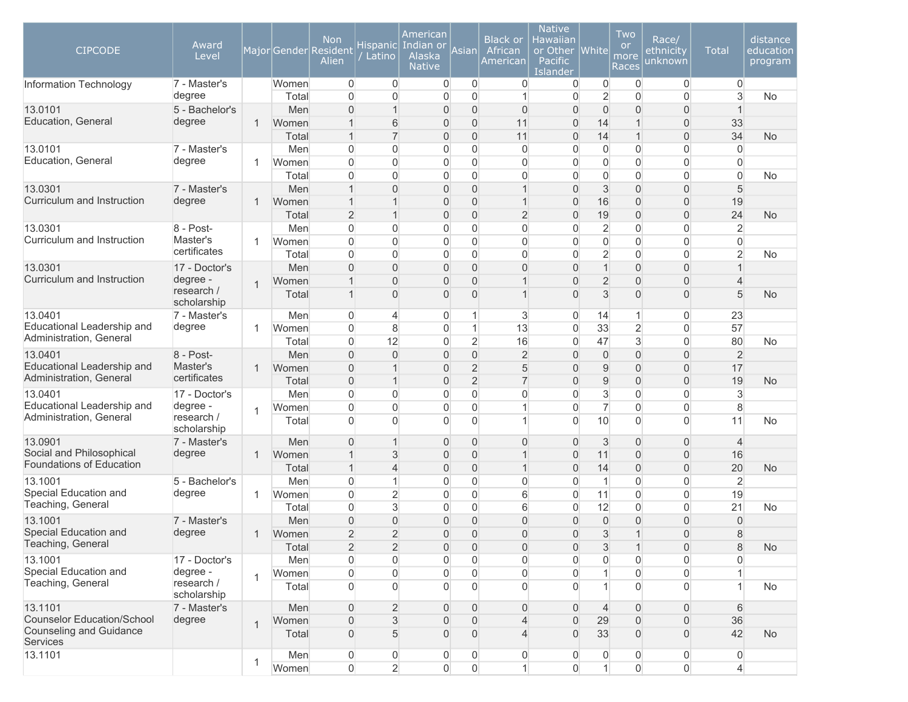| CIPCODE | Award Level | Major | Gender | Non Resident Alien | Hispanic / Latino | American Indian or Alaska Native | Asian | Black or African American | Native Hawaiian or Other Pacific Islander | White | Two or more Races | Race/ ethnicity unknown | Total | distance education program |
|---|---|---|---|---|---|---|---|---|---|---|---|---|---|---|
| Information Technology | 7 - Master's degree | | Women | 0 | 0 | 0 | 0 | 0 | 0 | 0 | 0 | 0 | 0 | |
| | | | Total | 0 | 0 | 0 | 0 | 1 | 0 | 2 | 0 | 0 | 3 | No |
| 13.0101 Education, General | 5 - Bachelor's degree | 1 | Men | 0 | 1 | 0 | 0 | 0 | 0 | 0 | 0 | 0 | 1 | |
| | | | Women | 1 | 6 | 0 | 0 | 11 | 0 | 14 | 1 | 0 | 33 | |
| | | | Total | 1 | 7 | 0 | 0 | 11 | 0 | 14 | 1 | 0 | 34 | No |
| 13.0101 Education, General | 7 - Master's degree | 1 | Men | 0 | 0 | 0 | 0 | 0 | 0 | 0 | 0 | 0 | 0 | |
| | | | Women | 0 | 0 | 0 | 0 | 0 | 0 | 0 | 0 | 0 | 0 | |
| | | | Total | 0 | 0 | 0 | 0 | 0 | 0 | 0 | 0 | 0 | 0 | No |
| 13.0301 Curriculum and Instruction | 7 - Master's degree | 1 | Men | 1 | 0 | 0 | 0 | 1 | 0 | 3 | 0 | 0 | 5 | |
| | | | Women | 1 | 1 | 0 | 0 | 1 | 0 | 16 | 0 | 0 | 19 | |
| | | | Total | 2 | 1 | 0 | 0 | 2 | 0 | 19 | 0 | 0 | 24 | No |
| 13.0301 Curriculum and Instruction | 8 - Post-Master's certificates | 1 | Men | 0 | 0 | 0 | 0 | 0 | 0 | 2 | 0 | 0 | 2 | |
| | | | Women | 0 | 0 | 0 | 0 | 0 | 0 | 0 | 0 | 0 | 0 | |
| | | | Total | 0 | 0 | 0 | 0 | 0 | 0 | 2 | 0 | 0 | 2 | No |
| 13.0301 Curriculum and Instruction | 17 - Doctor's degree - research / scholarship | 1 | Men | 0 | 0 | 0 | 0 | 0 | 0 | 1 | 0 | 0 | 1 | |
| | | | Women | 1 | 0 | 0 | 0 | 1 | 0 | 2 | 0 | 0 | 4 | |
| | | | Total | 1 | 0 | 0 | 0 | 1 | 0 | 3 | 0 | 0 | 5 | No |
| 13.0401 Educational Leadership and Administration, General | 7 - Master's degree | 1 | Men | 0 | 4 | 0 | 1 | 3 | 0 | 14 | 1 | 0 | 23 | |
| | | | Women | 0 | 8 | 0 | 1 | 13 | 0 | 33 | 2 | 0 | 57 | |
| | | | Total | 0 | 12 | 0 | 2 | 16 | 0 | 47 | 3 | 0 | 80 | No |
| 13.0401 Educational Leadership and Administration, General | 8 - Post-Master's certificates | 1 | Men | 0 | 0 | 0 | 0 | 2 | 0 | 0 | 0 | 0 | 2 | |
| | | | Women | 0 | 1 | 0 | 2 | 5 | 0 | 9 | 0 | 0 | 17 | |
| | | | Total | 0 | 1 | 0 | 2 | 7 | 0 | 9 | 0 | 0 | 19 | No |
| 13.0401 Educational Leadership and Administration, General | 17 - Doctor's degree - research / scholarship | 1 | Men | 0 | 0 | 0 | 0 | 0 | 0 | 3 | 0 | 0 | 3 | |
| | | | Women | 0 | 0 | 0 | 0 | 1 | 0 | 7 | 0 | 0 | 8 | |
| | | | Total | 0 | 0 | 0 | 0 | 1 | 0 | 10 | 0 | 0 | 11 | No |
| 13.0901 Social and Philosophical Foundations of Education | 7 - Master's degree | 1 | Men | 0 | 1 | 0 | 0 | 0 | 0 | 3 | 0 | 0 | 4 | |
| | | | Women | 1 | 3 | 0 | 0 | 1 | 0 | 11 | 0 | 0 | 16 | |
| | | | Total | 1 | 4 | 0 | 0 | 1 | 0 | 14 | 0 | 0 | 20 | No |
| 13.1001 Special Education and Teaching, General | 5 - Bachelor's degree | 1 | Men | 0 | 1 | 0 | 0 | 0 | 0 | 1 | 0 | 0 | 2 | |
| | | | Women | 0 | 2 | 0 | 0 | 6 | 0 | 11 | 0 | 0 | 19 | |
| | | | Total | 0 | 3 | 0 | 0 | 6 | 0 | 12 | 0 | 0 | 21 | No |
| 13.1001 Special Education and Teaching, General | 7 - Master's degree | 1 | Men | 0 | 0 | 0 | 0 | 0 | 0 | 0 | 0 | 0 | 0 | |
| | | | Women | 2 | 2 | 0 | 0 | 0 | 0 | 3 | 1 | 0 | 8 | |
| | | | Total | 2 | 2 | 0 | 0 | 0 | 0 | 3 | 1 | 0 | 8 | No |
| 13.1001 Special Education and Teaching, General | 17 - Doctor's degree - research / scholarship | 1 | Men | 0 | 0 | 0 | 0 | 0 | 0 | 0 | 0 | 0 | 0 | |
| | | | Women | 0 | 0 | 0 | 0 | 0 | 0 | 1 | 0 | 0 | 1 | |
| | | | Total | 0 | 0 | 0 | 0 | 0 | 0 | 1 | 0 | 0 | 1 | No |
| 13.1101 Counselor Education/School Counseling and Guidance Services | 7 - Master's degree | 1 | Men | 0 | 2 | 0 | 0 | 0 | 0 | 4 | 0 | 0 | 6 | |
| | | | Women | 0 | 3 | 0 | 0 | 4 | 0 | 29 | 0 | 0 | 36 | |
| | | | Total | 0 | 5 | 0 | 0 | 4 | 0 | 33 | 0 | 0 | 42 | No |
| 13.1101 | | 1 | Men | 0 | 0 | 0 | 0 | 0 | 0 | 0 | 0 | 0 | 0 | |
| | | | Women | 0 | 2 | 0 | 0 | 1 | 0 | 1 | 0 | 0 | 4 | |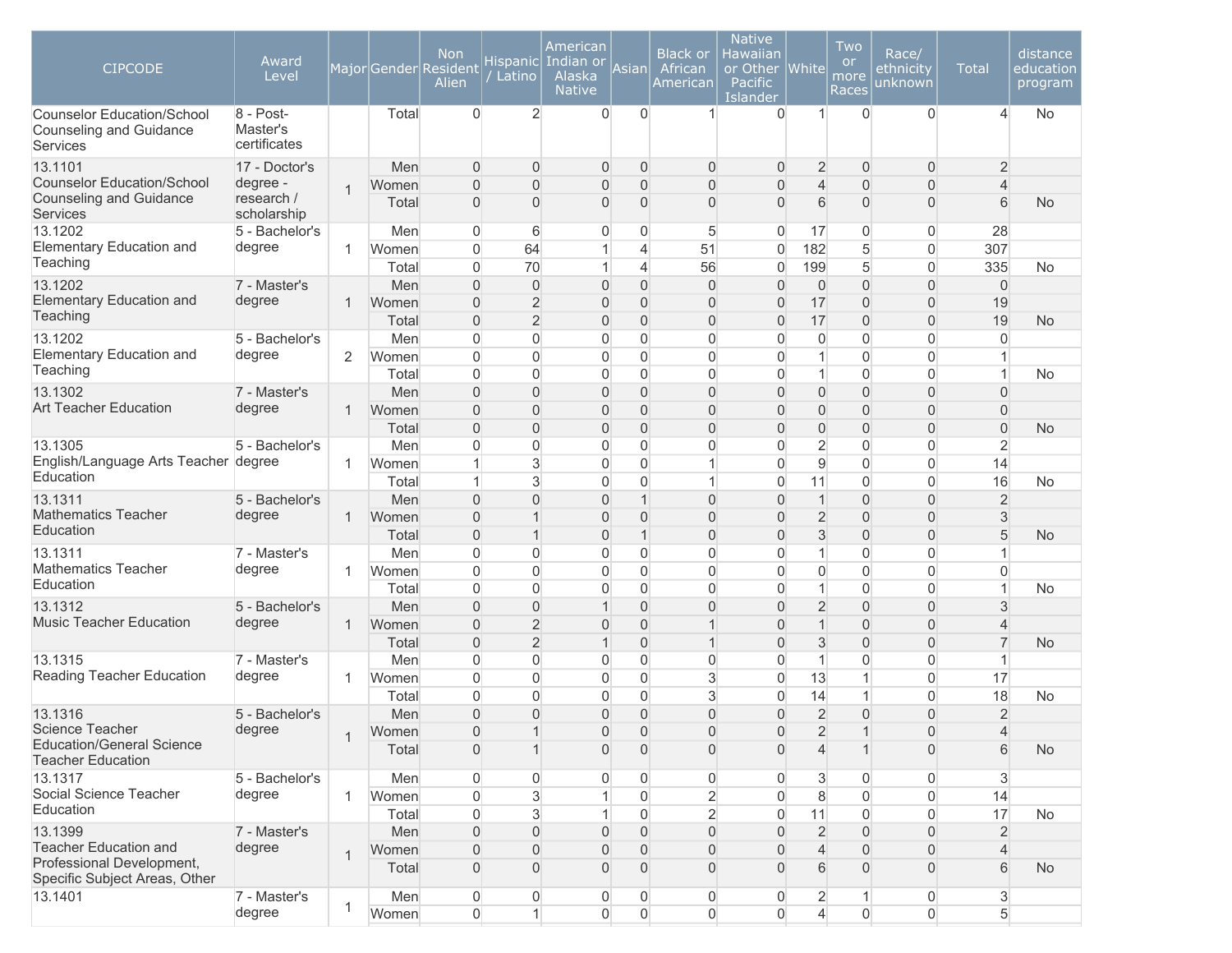| CIPCODE | Award Level | Major | Gender | Non Resident Alien | Hispanic / Latino | American Indian or Alaska Native | Asian | Black or African American | Native Hawaiian or Other Pacific Islander | White | Two or more Races | Race/ ethnicity unknown | Total | distance education program |
|---|---|---|---|---|---|---|---|---|---|---|---|---|---|---|
| Counselor Education/School Counseling and Guidance Services | 8 - Post-Master's certificates | | Total | 0 | 2 | 0 | 0 | 1 | 0 | 1 | 0 | 0 | 4 | No |
| 13.1101 Counselor Education/School Counseling and Guidance Services | 17 - Doctor's degree - research / scholarship | 1 | Men | 0 | 0 | 0 | 0 | 0 | 0 | 2 | 0 | 0 | 2 | |
| | | | Women | 0 | 0 | 0 | 0 | 0 | 0 | 4 | 0 | 0 | 4 | |
| | | | Total | 0 | 0 | 0 | 0 | 0 | 0 | 6 | 0 | 0 | 6 | No |
| 13.1202 Elementary Education and Teaching | 5 - Bachelor's degree | 1 | Men | 0 | 6 | 0 | 0 | 5 | 0 | 17 | 0 | 0 | 28 | |
| | | | Women | 0 | 64 | 1 | 4 | 51 | 0 | 182 | 5 | 0 | 307 | |
| | | | Total | 0 | 70 | 1 | 4 | 56 | 0 | 199 | 5 | 0 | 335 | No |
| 13.1202 Elementary Education and Teaching | 7 - Master's degree | 1 | Men | 0 | 0 | 0 | 0 | 0 | 0 | 0 | 0 | 0 | 0 | |
| | | | Women | 0 | 2 | 0 | 0 | 0 | 0 | 17 | 0 | 0 | 19 | |
| | | | Total | 0 | 2 | 0 | 0 | 0 | 0 | 17 | 0 | 0 | 19 | No |
| 13.1202 Elementary Education and Teaching | 5 - Bachelor's degree | 2 | Men | 0 | 0 | 0 | 0 | 0 | 0 | 0 | 0 | 0 | 0 | |
| | | | Women | 0 | 0 | 0 | 0 | 0 | 0 | 1 | 0 | 0 | 1 | |
| | | | Total | 0 | 0 | 0 | 0 | 0 | 0 | 1 | 0 | 0 | 1 | No |
| 13.1302 Art Teacher Education | 7 - Master's degree | 1 | Men | 0 | 0 | 0 | 0 | 0 | 0 | 0 | 0 | 0 | 0 | |
| | | | Women | 0 | 0 | 0 | 0 | 0 | 0 | 0 | 0 | 0 | 0 | |
| | | | Total | 0 | 0 | 0 | 0 | 0 | 0 | 0 | 0 | 0 | 0 | No |
| 13.1305 English/Language Arts Teacher Education | 5 - Bachelor's degree | 1 | Men | 0 | 0 | 0 | 0 | 0 | 0 | 2 | 0 | 0 | 2 | |
| | | | Women | 1 | 3 | 0 | 0 | 1 | 0 | 9 | 0 | 0 | 14 | |
| | | | Total | 1 | 3 | 0 | 0 | 1 | 0 | 11 | 0 | 0 | 16 | No |
| 13.1311 Mathematics Teacher Education | 5 - Bachelor's degree | 1 | Men | 0 | 0 | 0 | 1 | 0 | 0 | 1 | 0 | 0 | 2 | |
| | | | Women | 0 | 1 | 0 | 0 | 0 | 0 | 2 | 0 | 0 | 3 | |
| | | | Total | 0 | 1 | 0 | 1 | 0 | 0 | 3 | 0 | 0 | 5 | No |
| 13.1311 Mathematics Teacher Education | 7 - Master's degree | 1 | Men | 0 | 0 | 0 | 0 | 0 | 0 | 1 | 0 | 0 | 1 | |
| | | | Women | 0 | 0 | 0 | 0 | 0 | 0 | 0 | 0 | 0 | 0 | |
| | | | Total | 0 | 0 | 0 | 0 | 0 | 0 | 1 | 0 | 0 | 1 | No |
| 13.1312 Music Teacher Education | 5 - Bachelor's degree | 1 | Men | 0 | 0 | 1 | 0 | 0 | 0 | 2 | 0 | 0 | 3 | |
| | | | Women | 0 | 2 | 0 | 0 | 1 | 0 | 1 | 0 | 0 | 4 | |
| | | | Total | 0 | 2 | 1 | 0 | 1 | 0 | 3 | 0 | 0 | 7 | No |
| 13.1315 Reading Teacher Education | 7 - Master's degree | 1 | Men | 0 | 0 | 0 | 0 | 0 | 0 | 1 | 0 | 0 | 1 | |
| | | | Women | 0 | 0 | 0 | 0 | 3 | 0 | 13 | 1 | 0 | 17 | |
| | | | Total | 0 | 0 | 0 | 0 | 3 | 0 | 14 | 1 | 0 | 18 | No |
| 13.1316 Science Teacher Education/General Science Teacher Education | 5 - Bachelor's degree | 1 | Men | 0 | 0 | 0 | 0 | 0 | 0 | 2 | 0 | 0 | 2 | |
| | | | Women | 0 | 1 | 0 | 0 | 0 | 0 | 2 | 1 | 0 | 4 | |
| | | | Total | 0 | 1 | 0 | 0 | 0 | 0 | 4 | 1 | 0 | 6 | No |
| 13.1317 Social Science Teacher Education | 5 - Bachelor's degree | 1 | Men | 0 | 0 | 0 | 0 | 0 | 0 | 3 | 0 | 0 | 3 | |
| | | | Women | 0 | 3 | 1 | 0 | 2 | 0 | 8 | 0 | 0 | 14 | |
| | | | Total | 0 | 3 | 1 | 0 | 2 | 0 | 11 | 0 | 0 | 17 | No |
| 13.1399 Teacher Education and Professional Development, Specific Subject Areas, Other | 7 - Master's degree | 1 | Men | 0 | 0 | 0 | 0 | 0 | 0 | 2 | 0 | 0 | 2 | |
| | | | Women | 0 | 0 | 0 | 0 | 0 | 0 | 4 | 0 | 0 | 4 | |
| | | | Total | 0 | 0 | 0 | 0 | 0 | 0 | 6 | 0 | 0 | 6 | No |
| 13.1401 | 7 - Master's degree | 1 | Men | 0 | 0 | 0 | 0 | 0 | 0 | 2 | 1 | 0 | 3 | |
| | | | Women | 0 | 1 | 0 | 0 | 0 | 0 | 4 | 0 | 0 | 5 | |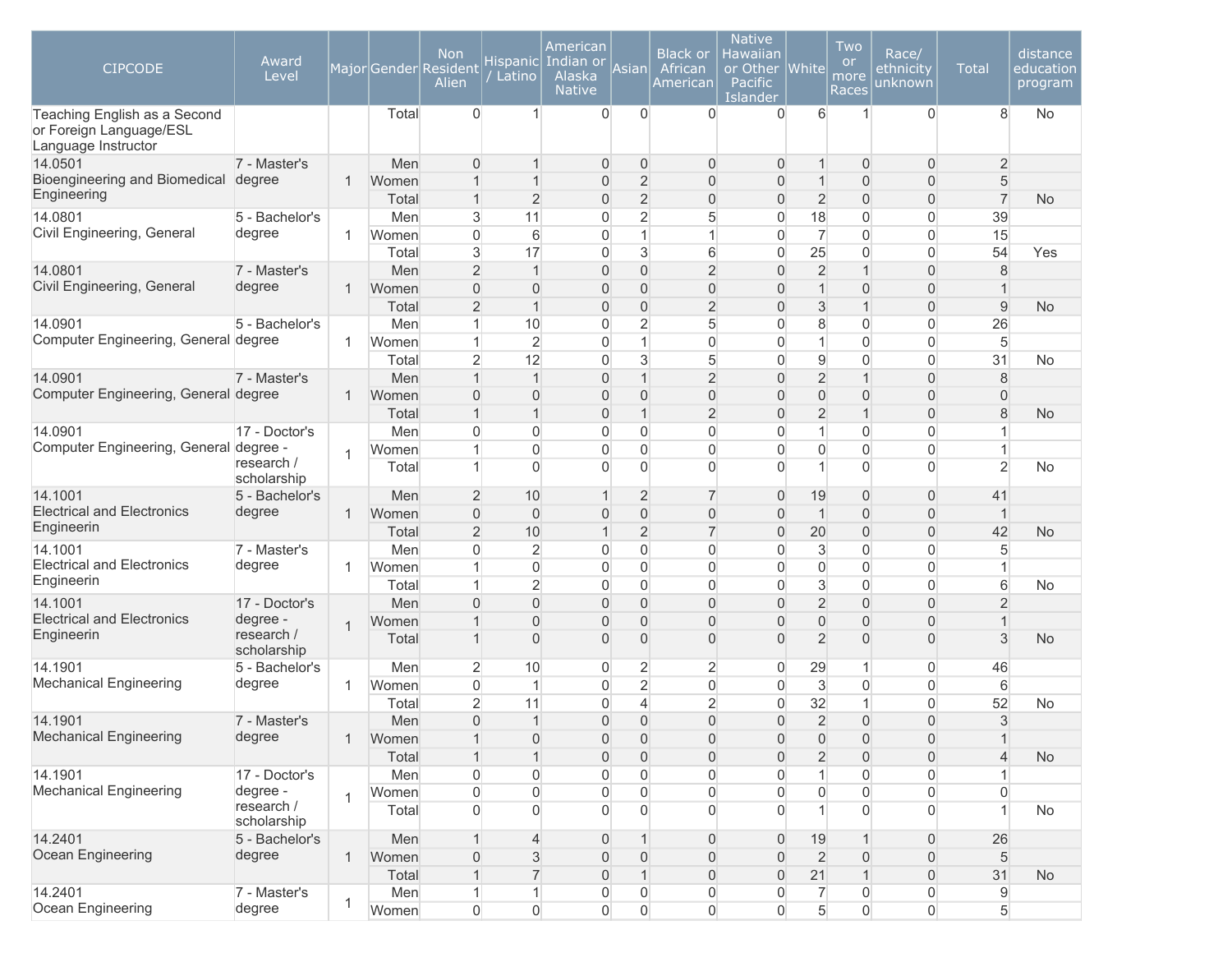| CIPCODE | Award Level | Major | Gender | Non Resident Alien | Hispanic / Latino | American Indian or Alaska Native | Asian | Black or African American | Native Hawaiian or Other Pacific Islander | White | Two or more Races | Race/ ethnicity unknown | Total | distance education program |
|---|---|---|---|---|---|---|---|---|---|---|---|---|---|---|
| Teaching English as a Second or Foreign Language/ESL Language Instructor | | | Total | 0 | 1 | 0 | 0 | 0 | 0 | 6 | 1 | 0 | 8 | No |
| 14.0501 Bioengineering and Biomedical Engineering | 7 - Master's degree | 1 | Men | 0 | 1 | 0 | 0 | 0 | 0 | 1 | 0 | 0 | 2 | |
| | | | Women | 1 | 1 | 0 | 2 | 0 | 0 | 1 | 0 | 0 | 5 | |
| | | | Total | 1 | 2 | 0 | 2 | 0 | 0 | 2 | 0 | 0 | 7 | No |
| 14.0801 Civil Engineering, General | 5 - Bachelor's degree | 1 | Men | 3 | 11 | 0 | 2 | 5 | 0 | 18 | 0 | 0 | 39 | |
| | | | Women | 0 | 6 | 0 | 1 | 1 | 0 | 7 | 0 | 0 | 15 | |
| | | | Total | 3 | 17 | 0 | 3 | 6 | 0 | 25 | 0 | 0 | 54 | Yes |
| 14.0801 Civil Engineering, General | 7 - Master's degree | 1 | Men | 2 | 1 | 0 | 0 | 2 | 0 | 2 | 1 | 0 | 8 | |
| | | | Women | 0 | 0 | 0 | 0 | 0 | 0 | 1 | 0 | 0 | 1 | |
| | | | Total | 2 | 1 | 0 | 0 | 2 | 0 | 3 | 1 | 0 | 9 | No |
| 14.0901 Computer Engineering, General | 5 - Bachelor's degree | 1 | Men | 1 | 10 | 0 | 2 | 5 | 0 | 8 | 0 | 0 | 26 | |
| | | | Women | 1 | 2 | 0 | 1 | 0 | 0 | 1 | 0 | 0 | 5 | |
| | | | Total | 2 | 12 | 0 | 3 | 5 | 0 | 9 | 0 | 0 | 31 | No |
| 14.0901 Computer Engineering, General | 7 - Master's degree | 1 | Men | 1 | 1 | 0 | 1 | 2 | 0 | 2 | 1 | 0 | 8 | |
| | | | Women | 0 | 0 | 0 | 0 | 0 | 0 | 0 | 0 | 0 | 0 | |
| | | | Total | 1 | 1 | 0 | 1 | 2 | 0 | 2 | 1 | 0 | 8 | No |
| 14.0901 Computer Engineering, General | 17 - Doctor's degree - research / scholarship | 1 | Men | 0 | 0 | 0 | 0 | 0 | 0 | 1 | 0 | 0 | 1 | |
| | | | Women | 1 | 0 | 0 | 0 | 0 | 0 | 0 | 0 | 0 | 1 | |
| | | | Total | 1 | 0 | 0 | 0 | 0 | 0 | 1 | 0 | 0 | 2 | No |
| 14.1001 Electrical and Electronics Engineerin | 5 - Bachelor's degree | 1 | Men | 2 | 10 | 1 | 2 | 7 | 0 | 19 | 0 | 0 | 41 | |
| | | | Women | 0 | 0 | 0 | 0 | 0 | 0 | 1 | 0 | 0 | 1 | |
| | | | Total | 2 | 10 | 1 | 2 | 7 | 0 | 20 | 0 | 0 | 42 | No |
| 14.1001 Electrical and Electronics Engineerin | 7 - Master's degree | 1 | Men | 0 | 2 | 0 | 0 | 0 | 0 | 3 | 0 | 0 | 5 | |
| | | | Women | 1 | 0 | 0 | 0 | 0 | 0 | 0 | 0 | 0 | 1 | |
| | | | Total | 1 | 2 | 0 | 0 | 0 | 0 | 3 | 0 | 0 | 6 | No |
| 14.1001 Electrical and Electronics Engineerin | 17 - Doctor's degree - research / scholarship | 1 | Men | 0 | 0 | 0 | 0 | 0 | 0 | 2 | 0 | 0 | 2 | |
| | | | Women | 1 | 0 | 0 | 0 | 0 | 0 | 0 | 0 | 0 | 1 | |
| | | | Total | 1 | 0 | 0 | 0 | 0 | 0 | 2 | 0 | 0 | 3 | No |
| 14.1901 Mechanical Engineering | 5 - Bachelor's degree | 1 | Men | 2 | 10 | 0 | 2 | 2 | 0 | 29 | 1 | 0 | 46 | |
| | | | Women | 0 | 1 | 0 | 2 | 0 | 0 | 3 | 0 | 0 | 6 | |
| | | | Total | 2 | 11 | 0 | 4 | 2 | 0 | 32 | 1 | 0 | 52 | No |
| 14.1901 Mechanical Engineering | 7 - Master's degree | 1 | Men | 0 | 1 | 0 | 0 | 0 | 0 | 2 | 0 | 0 | 3 | |
| | | | Women | 1 | 0 | 0 | 0 | 0 | 0 | 0 | 0 | 0 | 1 | |
| | | | Total | 1 | 1 | 0 | 0 | 0 | 0 | 2 | 0 | 0 | 4 | No |
| 14.1901 Mechanical Engineering | 17 - Doctor's degree - research / scholarship | 1 | Men | 0 | 0 | 0 | 0 | 0 | 0 | 1 | 0 | 0 | 1 | |
| | | | Women | 0 | 0 | 0 | 0 | 0 | 0 | 0 | 0 | 0 | 0 | |
| | | | Total | 0 | 0 | 0 | 0 | 0 | 0 | 1 | 0 | 0 | 1 | No |
| 14.2401 Ocean Engineering | 5 - Bachelor's degree | 1 | Men | 1 | 4 | 0 | 1 | 0 | 0 | 19 | 1 | 0 | 26 | |
| | | | Women | 0 | 3 | 0 | 0 | 0 | 0 | 2 | 0 | 0 | 5 | |
| | | | Total | 1 | 7 | 0 | 1 | 0 | 0 | 21 | 1 | 0 | 31 | No |
| 14.2401 Ocean Engineering | 7 - Master's degree | 1 | Men | 1 | 1 | 0 | 0 | 0 | 0 | 7 | 0 | 0 | 9 | |
| | | | Women | 0 | 0 | 0 | 0 | 0 | 0 | 5 | 0 | 0 | 5 | |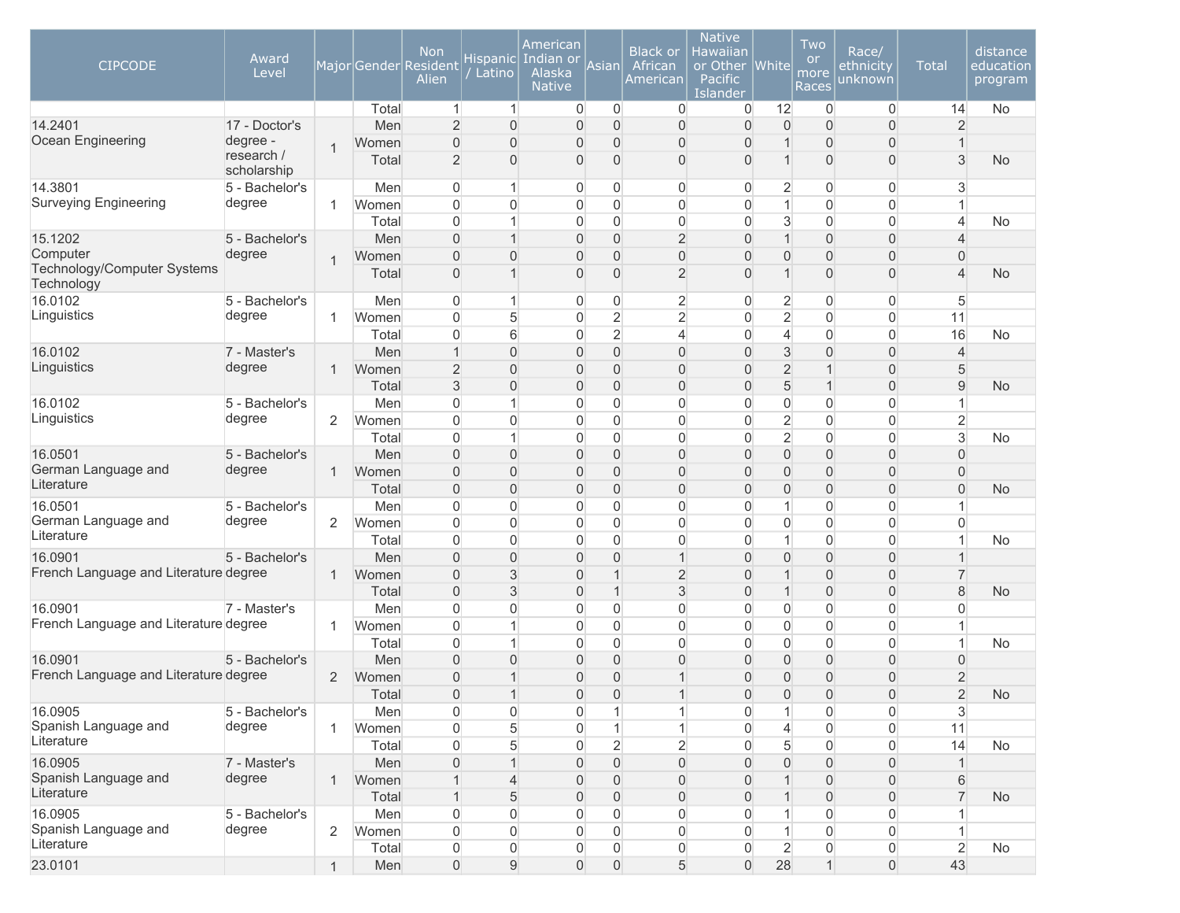| CIPCODE | Award Level | Major | Gender | Non Resident Alien | Hispanic / Latino | American Indian or Alaska Native | Asian | Black or African American | Native Hawaiian or Other Pacific Islander | White | Two or more Races | Race/ ethnicity unknown | Total | distance education program |
|---|---|---|---|---|---|---|---|---|---|---|---|---|---|---|
| | | | Total | 1 | 1 | 0 | 0 | 0 | 0 | 12 | 0 | 0 | 14 | No |
| 14.2401 Ocean Engineering | 17 - Doctor's degree - research / scholarship | 1 | Men | 2 | 0 | 0 | 0 | 0 | 0 | 0 | 0 | 0 | 2 | |
| | | | Women | 0 | 0 | 0 | 0 | 0 | 0 | 1 | 0 | 0 | 1 | |
| | | | Total | 2 | 0 | 0 | 0 | 0 | 0 | 1 | 0 | 0 | 3 | No |
| 14.3801 Surveying Engineering | 5 - Bachelor's degree | 1 | Men | 0 | 1 | 0 | 0 | 0 | 0 | 2 | 0 | 0 | 3 | |
| | | | Women | 0 | 0 | 0 | 0 | 0 | 0 | 1 | 0 | 0 | 1 | |
| | | | Total | 0 | 1 | 0 | 0 | 0 | 0 | 3 | 0 | 0 | 4 | No |
| 15.1202 Computer Technology/Computer Systems Technology | 5 - Bachelor's degree | 1 | Men | 0 | 1 | 0 | 0 | 2 | 0 | 1 | 0 | 0 | 4 | |
| | | | Women | 0 | 0 | 0 | 0 | 0 | 0 | 0 | 0 | 0 | 0 | |
| | | | Total | 0 | 1 | 0 | 0 | 2 | 0 | 1 | 0 | 0 | 4 | No |
| 16.0102 Linguistics | 5 - Bachelor's degree | 1 | Men | 0 | 1 | 0 | 0 | 2 | 0 | 2 | 0 | 0 | 5 | |
| | | | Women | 0 | 5 | 0 | 2 | 2 | 0 | 2 | 0 | 0 | 11 | |
| | | | Total | 0 | 6 | 0 | 2 | 4 | 0 | 4 | 0 | 0 | 16 | No |
| 16.0102 Linguistics | 7 - Master's degree | 1 | Men | 1 | 0 | 0 | 0 | 0 | 0 | 3 | 0 | 0 | 4 | |
| | | | Women | 2 | 0 | 0 | 0 | 0 | 0 | 2 | 1 | 0 | 5 | |
| | | | Total | 3 | 0 | 0 | 0 | 0 | 0 | 5 | 1 | 0 | 9 | No |
| 16.0102 Linguistics | 5 - Bachelor's degree | 2 | Men | 0 | 1 | 0 | 0 | 0 | 0 | 0 | 0 | 0 | 1 | |
| | | | Women | 0 | 0 | 0 | 0 | 0 | 0 | 2 | 0 | 0 | 2 | |
| | | | Total | 0 | 1 | 0 | 0 | 0 | 0 | 2 | 0 | 0 | 3 | No |
| 16.0501 German Language and Literature | 5 - Bachelor's degree | 1 | Men | 0 | 0 | 0 | 0 | 0 | 0 | 0 | 0 | 0 | 0 | |
| | | | Women | 0 | 0 | 0 | 0 | 0 | 0 | 0 | 0 | 0 | 0 | |
| | | | Total | 0 | 0 | 0 | 0 | 0 | 0 | 0 | 0 | 0 | 0 | No |
| 16.0501 German Language and Literature | 5 - Bachelor's degree | 2 | Men | 0 | 0 | 0 | 0 | 0 | 0 | 1 | 0 | 0 | 1 | |
| | | | Women | 0 | 0 | 0 | 0 | 0 | 0 | 0 | 0 | 0 | 0 | |
| | | | Total | 0 | 0 | 0 | 0 | 0 | 0 | 1 | 0 | 0 | 1 | No |
| 16.0901 French Language and Literature | 5 - Bachelor's degree | 1 | Men | 0 | 0 | 0 | 0 | 1 | 0 | 0 | 0 | 0 | 1 | |
| | | | Women | 0 | 3 | 0 | 1 | 2 | 0 | 1 | 0 | 0 | 7 | |
| | | | Total | 0 | 3 | 0 | 1 | 3 | 0 | 1 | 0 | 0 | 8 | No |
| 16.0901 French Language and Literature | 7 - Master's degree | 1 | Men | 0 | 0 | 0 | 0 | 0 | 0 | 0 | 0 | 0 | 0 | |
| | | | Women | 0 | 1 | 0 | 0 | 0 | 0 | 0 | 0 | 0 | 1 | |
| | | | Total | 0 | 1 | 0 | 0 | 0 | 0 | 0 | 0 | 0 | 1 | No |
| 16.0901 French Language and Literature | 5 - Bachelor's degree | 2 | Men | 0 | 0 | 0 | 0 | 0 | 0 | 0 | 0 | 0 | 0 | |
| | | | Women | 0 | 1 | 0 | 0 | 1 | 0 | 0 | 0 | 0 | 2 | |
| | | | Total | 0 | 1 | 0 | 0 | 1 | 0 | 0 | 0 | 0 | 2 | No |
| 16.0905 Spanish Language and Literature | 5 - Bachelor's degree | 1 | Men | 0 | 0 | 0 | 1 | 1 | 0 | 1 | 0 | 0 | 3 | |
| | | | Women | 0 | 5 | 0 | 1 | 1 | 0 | 4 | 0 | 0 | 11 | |
| | | | Total | 0 | 5 | 0 | 2 | 2 | 0 | 5 | 0 | 0 | 14 | No |
| 16.0905 Spanish Language and Literature | 7 - Master's degree | 1 | Men | 0 | 1 | 0 | 0 | 0 | 0 | 0 | 0 | 0 | 1 | |
| | | | Women | 1 | 4 | 0 | 0 | 0 | 0 | 1 | 0 | 0 | 6 | |
| | | | Total | 1 | 5 | 0 | 0 | 0 | 0 | 1 | 0 | 0 | 7 | No |
| 16.0905 Spanish Language and Literature | 5 - Bachelor's degree | 2 | Men | 0 | 0 | 0 | 0 | 0 | 0 | 1 | 0 | 0 | 1 | |
| | | | Women | 0 | 0 | 0 | 0 | 0 | 0 | 1 | 0 | 0 | 1 | |
| | | | Total | 0 | 0 | 0 | 0 | 0 | 0 | 2 | 0 | 0 | 2 | No |
| 23.0101 | | 1 | Men | 0 | 9 | 0 | 0 | 5 | 0 | 28 | 1 | 0 | 43 | |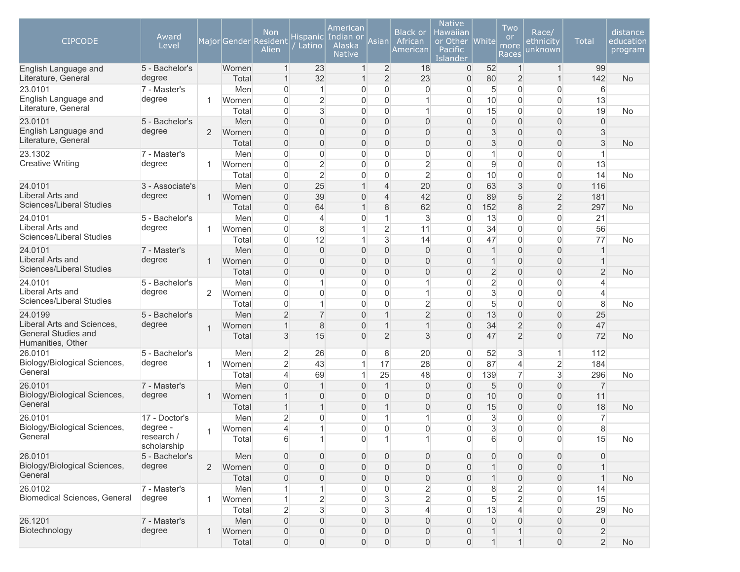| CIPCODE | Award Level | Major | Gender | Non Resident Alien | Hispanic / Latino | American Indian or Alaska Native | Asian | Black or African American | Native Hawaiian or Other Pacific Islander | White | Two or more Races | Race/ ethnicity unknown | Total | distance education program |
|---|---|---|---|---|---|---|---|---|---|---|---|---|---|---|
| English Language and Literature, General | 5 - Bachelor's degree | | Women | 1 | 23 | 1 | 2 | 18 | 0 | 52 | 1 | 1 | 99 | |
| | | | Total | 1 | 32 | 1 | 2 | 23 | 0 | 80 | 2 | 1 | 142 | No |
| 23.0101 English Language and Literature, General | 7 - Master's degree | 1 | Men | 0 | 1 | 0 | 0 | 0 | 0 | 5 | 0 | 0 | 6 | |
| | | | Women | 0 | 2 | 0 | 0 | 1 | 0 | 10 | 0 | 0 | 13 | |
| | | | Total | 0 | 3 | 0 | 0 | 1 | 0 | 15 | 0 | 0 | 19 | No |
| 23.0101 English Language and Literature, General | 5 - Bachelor's degree | 2 | Men | 0 | 0 | 0 | 0 | 0 | 0 | 0 | 0 | 0 | 0 | |
| | | | Women | 0 | 0 | 0 | 0 | 0 | 0 | 3 | 0 | 0 | 3 | |
| | | | Total | 0 | 0 | 0 | 0 | 0 | 0 | 3 | 0 | 0 | 3 | No |
| 23.1302 Creative Writing | 7 - Master's degree | 1 | Men | 0 | 0 | 0 | 0 | 0 | 0 | 1 | 0 | 0 | 1 | |
| | | | Women | 0 | 2 | 0 | 0 | 2 | 0 | 9 | 0 | 0 | 13 | |
| | | | Total | 0 | 2 | 0 | 0 | 2 | 0 | 10 | 0 | 0 | 14 | No |
| 24.0101 Liberal Arts and Sciences/Liberal Studies | 3 - Associate's degree | 1 | Men | 0 | 25 | 1 | 4 | 20 | 0 | 63 | 3 | 0 | 116 | |
| | | | Women | 0 | 39 | 0 | 4 | 42 | 0 | 89 | 5 | 2 | 181 | |
| | | | Total | 0 | 64 | 1 | 8 | 62 | 0 | 152 | 8 | 2 | 297 | No |
| 24.0101 Liberal Arts and Sciences/Liberal Studies | 5 - Bachelor's degree | 1 | Men | 0 | 4 | 0 | 1 | 3 | 0 | 13 | 0 | 0 | 21 | |
| | | | Women | 0 | 8 | 1 | 2 | 11 | 0 | 34 | 0 | 0 | 56 | |
| | | | Total | 0 | 12 | 1 | 3 | 14 | 0 | 47 | 0 | 0 | 77 | No |
| 24.0101 Liberal Arts and Sciences/Liberal Studies | 7 - Master's degree | 1 | Men | 0 | 0 | 0 | 0 | 0 | 0 | 1 | 0 | 0 | 1 | |
| | | | Women | 0 | 0 | 0 | 0 | 0 | 0 | 1 | 0 | 0 | 1 | |
| | | | Total | 0 | 0 | 0 | 0 | 0 | 0 | 2 | 0 | 0 | 2 | No |
| 24.0101 Liberal Arts and Sciences/Liberal Studies | 5 - Bachelor's degree | 2 | Men | 0 | 1 | 0 | 0 | 1 | 0 | 2 | 0 | 0 | 4 | |
| | | | Women | 0 | 0 | 0 | 0 | 1 | 0 | 3 | 0 | 0 | 4 | |
| | | | Total | 0 | 1 | 0 | 0 | 2 | 0 | 5 | 0 | 0 | 8 | No |
| 24.0199 Liberal Arts and Sciences, General Studies and Humanities, Other | 5 - Bachelor's degree | 1 | Men | 2 | 7 | 0 | 1 | 2 | 0 | 13 | 0 | 0 | 25 | |
| | | | Women | 1 | 8 | 0 | 1 | 1 | 0 | 34 | 2 | 0 | 47 | |
| | | | Total | 3 | 15 | 0 | 2 | 3 | 0 | 47 | 2 | 0 | 72 | No |
| 26.0101 Biology/Biological Sciences, General | 5 - Bachelor's degree | 1 | Men | 2 | 26 | 0 | 8 | 20 | 0 | 52 | 3 | 1 | 112 | |
| | | | Women | 2 | 43 | 1 | 17 | 28 | 0 | 87 | 4 | 2 | 184 | |
| | | | Total | 4 | 69 | 1 | 25 | 48 | 0 | 139 | 7 | 3 | 296 | No |
| 26.0101 Biology/Biological Sciences, General | 7 - Master's degree | 1 | Men | 0 | 1 | 0 | 1 | 0 | 0 | 5 | 0 | 0 | 7 | |
| | | | Women | 1 | 0 | 0 | 0 | 0 | 0 | 10 | 0 | 0 | 11 | |
| | | | Total | 1 | 1 | 0 | 1 | 0 | 0 | 15 | 0 | 0 | 18 | No |
| 26.0101 Biology/Biological Sciences, General | 17 - Doctor's degree - research / scholarship | 1 | Men | 2 | 0 | 0 | 1 | 1 | 0 | 3 | 0 | 0 | 7 | |
| | | | Women | 4 | 1 | 0 | 0 | 0 | 0 | 3 | 0 | 0 | 8 | |
| | | | Total | 6 | 1 | 0 | 1 | 1 | 0 | 6 | 0 | 0 | 15 | No |
| 26.0101 Biology/Biological Sciences, General | 5 - Bachelor's degree | 2 | Men | 0 | 0 | 0 | 0 | 0 | 0 | 0 | 0 | 0 | 0 | |
| | | | Women | 0 | 0 | 0 | 0 | 0 | 0 | 1 | 0 | 0 | 1 | |
| | | | Total | 0 | 0 | 0 | 0 | 0 | 0 | 1 | 0 | 0 | 1 | No |
| 26.0102 Biomedical Sciences, General | 7 - Master's degree | 1 | Men | 1 | 1 | 0 | 0 | 2 | 0 | 8 | 2 | 0 | 14 | |
| | | | Women | 1 | 2 | 0 | 3 | 2 | 0 | 5 | 2 | 0 | 15 | |
| | | | Total | 2 | 3 | 0 | 3 | 4 | 0 | 13 | 4 | 0 | 29 | No |
| 26.1201 Biotechnology | 7 - Master's degree | 1 | Men | 0 | 0 | 0 | 0 | 0 | 0 | 0 | 0 | 0 | 0 | |
| | | | Women | 0 | 0 | 0 | 0 | 0 | 0 | 1 | 1 | 0 | 2 | |
| | | | Total | 0 | 0 | 0 | 0 | 0 | 0 | 1 | 1 | 0 | 2 | No |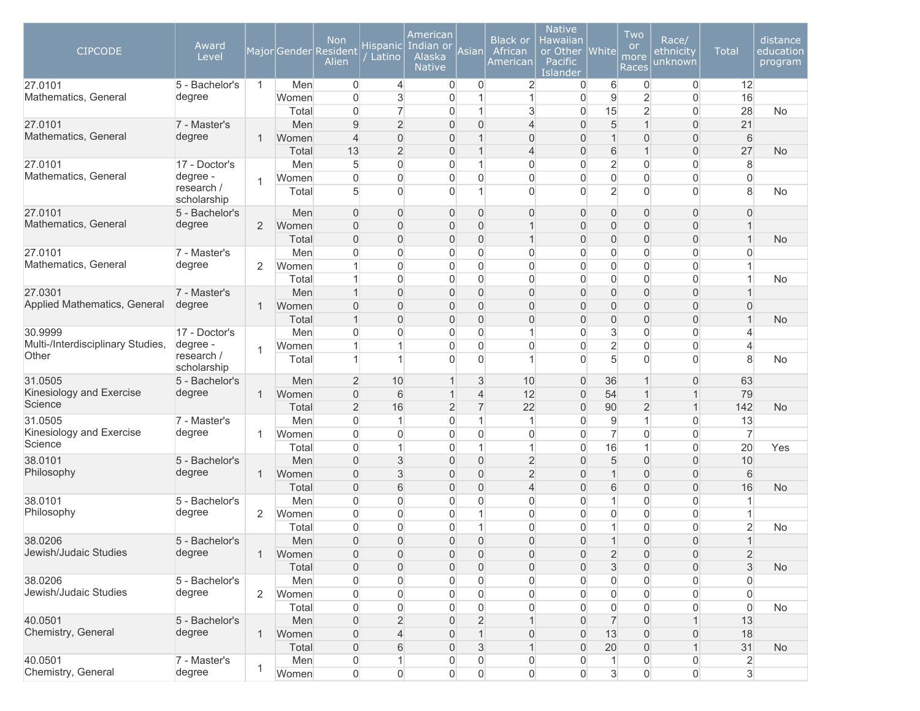| CIPCODE | Award Level | Major | Gender | Non Resident Alien | Hispanic / Latino | American Indian or Alaska Native | Asian | Black or African American | Native Hawaiian or Other Pacific Islander | White | Two or more Races | Race/ ethnicity unknown | Total | distance education program |
|---|---|---|---|---|---|---|---|---|---|---|---|---|---|---|
| 27.0101 Mathematics, General | 5 - Bachelor's degree | 1 | Men | 0 | 4 | 0 | 0 | 2 | 0 | 6 | 0 | 0 | 12 | |
| | | | Women | 0 | 3 | 0 | 1 | 1 | 0 | 9 | 2 | 0 | 16 | |
| | | | Total | 0 | 7 | 0 | 1 | 3 | 0 | 15 | 2 | 0 | 28 | No |
| 27.0101 Mathematics, General | 7 - Master's degree | 1 | Men | 9 | 2 | 0 | 0 | 4 | 0 | 5 | 1 | 0 | 21 | |
| | | | Women | 4 | 0 | 0 | 1 | 0 | 0 | 1 | 0 | 0 | 6 | |
| | | | Total | 13 | 2 | 0 | 1 | 4 | 0 | 6 | 1 | 0 | 27 | No |
| 27.0101 Mathematics, General | 17 - Doctor's degree - research / scholarship | 1 | Men | 5 | 0 | 0 | 1 | 0 | 0 | 2 | 0 | 0 | 8 | |
| | | | Women | 0 | 0 | 0 | 0 | 0 | 0 | 0 | 0 | 0 | 0 | |
| | | | Total | 5 | 0 | 0 | 1 | 0 | 0 | 2 | 0 | 0 | 8 | No |
| 27.0101 Mathematics, General | 5 - Bachelor's degree | 2 | Men | 0 | 0 | 0 | 0 | 0 | 0 | 0 | 0 | 0 | 0 | |
| | | | Women | 0 | 0 | 0 | 0 | 1 | 0 | 0 | 0 | 0 | 1 | |
| | | | Total | 0 | 0 | 0 | 0 | 1 | 0 | 0 | 0 | 0 | 1 | No |
| 27.0101 Mathematics, General | 7 - Master's degree | 2 | Men | 0 | 0 | 0 | 0 | 0 | 0 | 0 | 0 | 0 | 0 | |
| | | | Women | 1 | 0 | 0 | 0 | 0 | 0 | 0 | 0 | 0 | 1 | |
| | | | Total | 1 | 0 | 0 | 0 | 0 | 0 | 0 | 0 | 0 | 1 | No |
| 27.0301 Applied Mathematics, General | 7 - Master's degree | 1 | Men | 1 | 0 | 0 | 0 | 0 | 0 | 0 | 0 | 0 | 1 | |
| | | | Women | 0 | 0 | 0 | 0 | 0 | 0 | 0 | 0 | 0 | 0 | |
| | | | Total | 1 | 0 | 0 | 0 | 0 | 0 | 0 | 0 | 0 | 1 | No |
| 30.9999 Multi-/Interdisciplinary Studies, Other | 17 - Doctor's degree - research / scholarship | 1 | Men | 0 | 0 | 0 | 0 | 1 | 0 | 3 | 0 | 0 | 4 | |
| | | | Women | 1 | 1 | 0 | 0 | 0 | 0 | 2 | 0 | 0 | 4 | |
| | | | Total | 1 | 1 | 0 | 0 | 1 | 0 | 5 | 0 | 0 | 8 | No |
| 31.0505 Kinesiology and Exercise Science | 5 - Bachelor's degree | 1 | Men | 2 | 10 | 1 | 3 | 10 | 0 | 36 | 1 | 0 | 63 | |
| | | | Women | 0 | 6 | 1 | 4 | 12 | 0 | 54 | 1 | 1 | 79 | |
| | | | Total | 2 | 16 | 2 | 7 | 22 | 0 | 90 | 2 | 1 | 142 | No |
| 31.0505 Kinesiology and Exercise Science | 7 - Master's degree | 1 | Men | 0 | 1 | 0 | 1 | 1 | 0 | 9 | 1 | 0 | 13 | |
| | | | Women | 0 | 0 | 0 | 0 | 0 | 0 | 7 | 0 | 0 | 7 | |
| | | | Total | 0 | 1 | 0 | 1 | 1 | 0 | 16 | 1 | 0 | 20 | Yes |
| 38.0101 Philosophy | 5 - Bachelor's degree | 1 | Men | 0 | 3 | 0 | 0 | 2 | 0 | 5 | 0 | 0 | 10 | |
| | | | Women | 0 | 3 | 0 | 0 | 2 | 0 | 1 | 0 | 0 | 6 | |
| | | | Total | 0 | 6 | 0 | 0 | 4 | 0 | 6 | 0 | 0 | 16 | No |
| 38.0101 Philosophy | 5 - Bachelor's degree | 2 | Men | 0 | 0 | 0 | 0 | 0 | 0 | 1 | 0 | 0 | 1 | |
| | | | Women | 0 | 0 | 0 | 1 | 0 | 0 | 0 | 0 | 0 | 1 | |
| | | | Total | 0 | 0 | 0 | 1 | 0 | 0 | 1 | 0 | 0 | 2 | No |
| 38.0206 Jewish/Judaic Studies | 5 - Bachelor's degree | 1 | Men | 0 | 0 | 0 | 0 | 0 | 0 | 1 | 0 | 0 | 1 | |
| | | | Women | 0 | 0 | 0 | 0 | 0 | 0 | 2 | 0 | 0 | 2 | |
| | | | Total | 0 | 0 | 0 | 0 | 0 | 0 | 3 | 0 | 0 | 3 | No |
| 38.0206 Jewish/Judaic Studies | 5 - Bachelor's degree | 2 | Men | 0 | 0 | 0 | 0 | 0 | 0 | 0 | 0 | 0 | 0 | |
| | | | Women | 0 | 0 | 0 | 0 | 0 | 0 | 0 | 0 | 0 | 0 | |
| | | | Total | 0 | 0 | 0 | 0 | 0 | 0 | 0 | 0 | 0 | 0 | No |
| 40.0501 Chemistry, General | 5 - Bachelor's degree | 1 | Men | 0 | 2 | 0 | 2 | 1 | 0 | 7 | 0 | 1 | 13 | |
| | | | Women | 0 | 4 | 0 | 1 | 0 | 0 | 13 | 0 | 0 | 18 | |
| | | | Total | 0 | 6 | 0 | 3 | 1 | 0 | 20 | 0 | 1 | 31 | No |
| 40.0501 Chemistry, General | 7 - Master's degree | 1 | Men | 0 | 1 | 0 | 0 | 0 | 0 | 1 | 0 | 0 | 2 | |
| | | | Women | 0 | 0 | 0 | 0 | 0 | 0 | 3 | 0 | 0 | 3 | |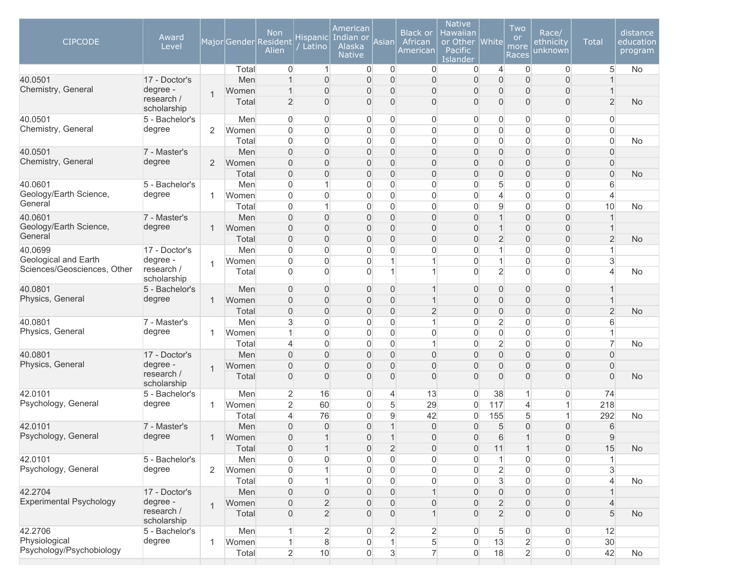| CIPCODE | Award Level | Major | Gender | Non Resident Alien | Hispanic / Latino | American Indian or Alaska Native | Asian | Black or African American | Native Hawaiian or Other Pacific Islander | White | Two or more Races | Race/ ethnicity unknown | Total | distance education program |
|---|---|---|---|---|---|---|---|---|---|---|---|---|---|---|
| | | | Total | 0 | 1 | 0 | 0 | 0 | 0 | 4 | 0 | 0 | 5 | No |
| 40.0501 Chemistry, General | 17 - Doctor's degree - research / scholarship | 1 | Men | 1 | 0 | 0 | 0 | 0 | 0 | 0 | 0 | 0 | 1 | |
| | | | Women | 1 | 0 | 0 | 0 | 0 | 0 | 0 | 0 | 0 | 1 | |
| | | | Total | 2 | 0 | 0 | 0 | 0 | 0 | 0 | 0 | 0 | 2 | No |
| 40.0501 Chemistry, General | 5 - Bachelor's degree | 2 | Men | 0 | 0 | 0 | 0 | 0 | 0 | 0 | 0 | 0 | 0 | |
| | | | Women | 0 | 0 | 0 | 0 | 0 | 0 | 0 | 0 | 0 | 0 | |
| | | | Total | 0 | 0 | 0 | 0 | 0 | 0 | 0 | 0 | 0 | 0 | No |
| 40.0501 Chemistry, General | 7 - Master's degree | 2 | Men | 0 | 0 | 0 | 0 | 0 | 0 | 0 | 0 | 0 | 0 | |
| | | | Women | 0 | 0 | 0 | 0 | 0 | 0 | 0 | 0 | 0 | 0 | |
| | | | Total | 0 | 0 | 0 | 0 | 0 | 0 | 0 | 0 | 0 | 0 | No |
| 40.0601 Geology/Earth Science, General | 5 - Bachelor's degree | 1 | Men | 0 | 1 | 0 | 0 | 0 | 0 | 5 | 0 | 0 | 6 | |
| | | | Women | 0 | 0 | 0 | 0 | 0 | 0 | 4 | 0 | 0 | 4 | |
| | | | Total | 0 | 1 | 0 | 0 | 0 | 0 | 9 | 0 | 0 | 10 | No |
| 40.0601 Geology/Earth Science, General | 7 - Master's degree | 1 | Men | 0 | 0 | 0 | 0 | 0 | 0 | 1 | 0 | 0 | 1 | |
| | | | Women | 0 | 0 | 0 | 0 | 0 | 0 | 1 | 0 | 0 | 1 | |
| | | | Total | 0 | 0 | 0 | 0 | 0 | 0 | 2 | 0 | 0 | 2 | No |
| 40.0699 Geological and Earth Sciences/Geosciences, Other | 17 - Doctor's degree - research / scholarship | 1 | Men | 0 | 0 | 0 | 0 | 0 | 0 | 1 | 0 | 0 | 1 | |
| | | | Women | 0 | 0 | 0 | 1 | 1 | 0 | 1 | 0 | 0 | 3 | |
| | | | Total | 0 | 0 | 0 | 1 | 1 | 0 | 2 | 0 | 0 | 4 | No |
| 40.0801 Physics, General | 5 - Bachelor's degree | 1 | Men | 0 | 0 | 0 | 0 | 1 | 0 | 0 | 0 | 0 | 1 | |
| | | | Women | 0 | 0 | 0 | 0 | 1 | 0 | 0 | 0 | 0 | 1 | |
| | | | Total | 0 | 0 | 0 | 0 | 2 | 0 | 0 | 0 | 0 | 2 | No |
| 40.0801 Physics, General | 7 - Master's degree | 1 | Men | 3 | 0 | 0 | 0 | 1 | 0 | 2 | 0 | 0 | 6 | |
| | | | Women | 1 | 0 | 0 | 0 | 0 | 0 | 0 | 0 | 0 | 1 | |
| | | | Total | 4 | 0 | 0 | 0 | 1 | 0 | 2 | 0 | 0 | 7 | No |
| 40.0801 Physics, General | 17 - Doctor's degree - research / scholarship | 1 | Men | 0 | 0 | 0 | 0 | 0 | 0 | 0 | 0 | 0 | 0 | |
| | | | Women | 0 | 0 | 0 | 0 | 0 | 0 | 0 | 0 | 0 | 0 | |
| | | | Total | 0 | 0 | 0 | 0 | 0 | 0 | 0 | 0 | 0 | 0 | No |
| 42.0101 Psychology, General | 5 - Bachelor's degree | 1 | Men | 2 | 16 | 0 | 4 | 13 | 0 | 38 | 1 | 0 | 74 | |
| | | | Women | 2 | 60 | 0 | 5 | 29 | 0 | 117 | 4 | 1 | 218 | |
| | | | Total | 4 | 76 | 0 | 9 | 42 | 0 | 155 | 5 | 1 | 292 | No |
| 42.0101 Psychology, General | 7 - Master's degree | 1 | Men | 0 | 0 | 0 | 1 | 0 | 0 | 5 | 0 | 0 | 6 | |
| | | | Women | 0 | 1 | 0 | 1 | 0 | 0 | 6 | 1 | 0 | 9 | |
| | | | Total | 0 | 1 | 0 | 2 | 0 | 0 | 11 | 1 | 0 | 15 | No |
| 42.0101 Psychology, General | 5 - Bachelor's degree | 2 | Men | 0 | 0 | 0 | 0 | 0 | 0 | 1 | 0 | 0 | 1 | |
| | | | Women | 0 | 1 | 0 | 0 | 0 | 0 | 2 | 0 | 0 | 3 | |
| | | | Total | 0 | 1 | 0 | 0 | 0 | 0 | 3 | 0 | 0 | 4 | No |
| 42.2704 Experimental Psychology | 17 - Doctor's degree - research / scholarship | 1 | Men | 0 | 0 | 0 | 0 | 1 | 0 | 0 | 0 | 0 | 1 | |
| | | | Women | 0 | 2 | 0 | 0 | 0 | 0 | 2 | 0 | 0 | 4 | |
| | | | Total | 0 | 2 | 0 | 0 | 1 | 0 | 2 | 0 | 0 | 5 | No |
| 42.2706 Physiological Psychology/Psychobiology | 5 - Bachelor's degree | 1 | Men | 1 | 2 | 0 | 2 | 2 | 0 | 5 | 0 | 0 | 12 | |
| | | | Women | 1 | 8 | 0 | 1 | 5 | 0 | 13 | 2 | 0 | 30 | |
| | | | Total | 2 | 10 | 0 | 3 | 7 | 0 | 18 | 2 | 0 | 42 | No |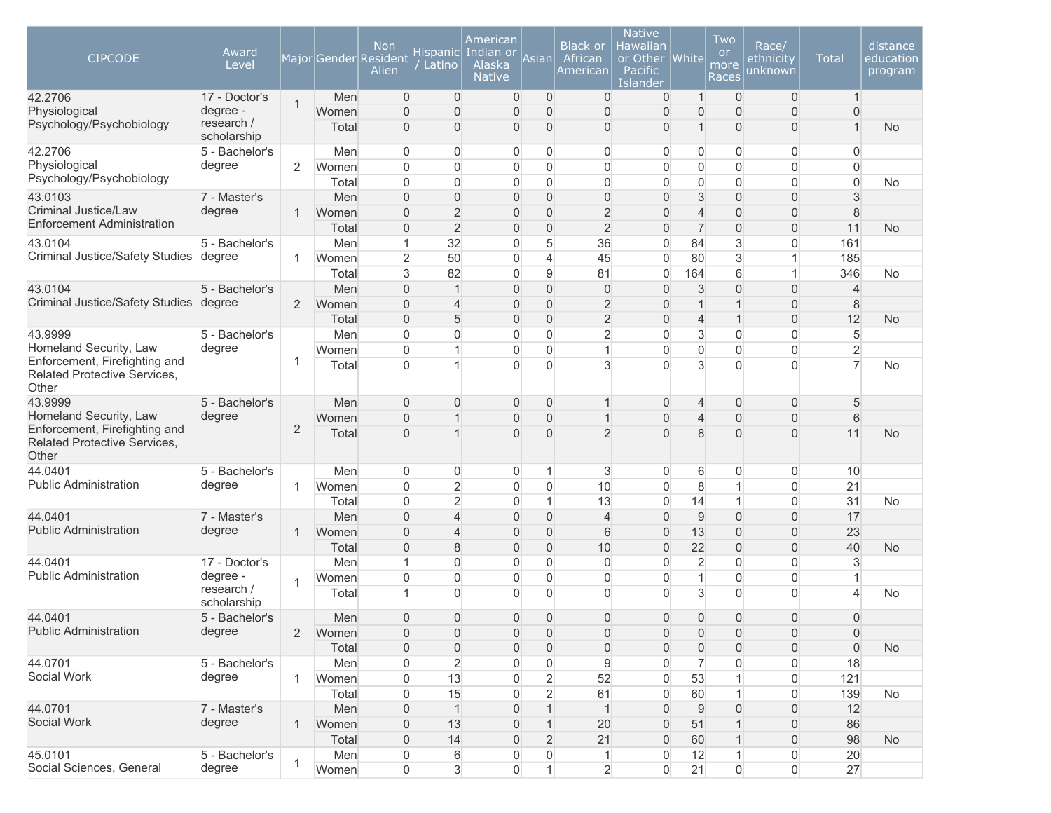| CIPCODE | Award Level | Major | Gender | Non Resident Alien | Hispanic / Latino | American Indian or Alaska Native | Asian | Black or African American | Native Hawaiian or Other Pacific Islander | White | Two or more Races | Race/ ethnicity unknown | Total | distance education program |
|---|---|---|---|---|---|---|---|---|---|---|---|---|---|---|
| 42.2706 Physiological Psychology/Psychobiology | 17 - Doctor's degree - research / scholarship | 1 | Men | 0 | 0 | 0 | 0 | 0 | 0 | 1 | 0 | 0 | 1 | |
| | | | Women | 0 | 0 | 0 | 0 | 0 | 0 | 0 | 0 | 0 | 0 | |
| | | | Total | 0 | 0 | 0 | 0 | 0 | 0 | 1 | 0 | 0 | 1 | No |
| 42.2706 Physiological Psychology/Psychobiology | 5 - Bachelor's degree | 2 | Men | 0 | 0 | 0 | 0 | 0 | 0 | 0 | 0 | 0 | 0 | |
| | | | Women | 0 | 0 | 0 | 0 | 0 | 0 | 0 | 0 | 0 | 0 | |
| | | | Total | 0 | 0 | 0 | 0 | 0 | 0 | 0 | 0 | 0 | 0 | No |
| 43.0103 Criminal Justice/Law Enforcement Administration | 7 - Master's degree | 1 | Men | 0 | 0 | 0 | 0 | 0 | 0 | 3 | 0 | 0 | 3 | |
| | | | Women | 0 | 2 | 0 | 0 | 2 | 0 | 4 | 0 | 0 | 8 | |
| | | | Total | 0 | 2 | 0 | 0 | 2 | 0 | 7 | 0 | 0 | 11 | No |
| 43.0104 Criminal Justice/Safety Studies | 5 - Bachelor's degree | 1 | Men | 1 | 32 | 0 | 5 | 36 | 0 | 84 | 3 | 0 | 161 | |
| | | | Women | 2 | 50 | 0 | 4 | 45 | 0 | 80 | 3 | 1 | 185 | |
| | | | Total | 3 | 82 | 0 | 9 | 81 | 0 | 164 | 6 | 1 | 346 | No |
| 43.0104 Criminal Justice/Safety Studies | 5 - Bachelor's degree | 2 | Men | 0 | 1 | 0 | 0 | 0 | 0 | 3 | 0 | 0 | 4 | |
| | | | Women | 0 | 4 | 0 | 0 | 2 | 0 | 1 | 1 | 0 | 8 | |
| | | | Total | 0 | 5 | 0 | 0 | 2 | 0 | 4 | 1 | 0 | 12 | No |
| 43.9999 Homeland Security, Law Enforcement, Firefighting and Related Protective Services, Other | 5 - Bachelor's degree | 1 | Men | 0 | 0 | 0 | 0 | 2 | 0 | 3 | 0 | 0 | 5 | |
| | | | Women | 0 | 1 | 0 | 0 | 1 | 0 | 0 | 0 | 0 | 2 | |
| | | | Total | 0 | 1 | 0 | 0 | 3 | 0 | 3 | 0 | 0 | 7 | No |
| 43.9999 Homeland Security, Law Enforcement, Firefighting and Related Protective Services, Other | 5 - Bachelor's degree | 2 | Men | 0 | 0 | 0 | 0 | 1 | 0 | 4 | 0 | 0 | 5 | |
| | | | Women | 0 | 1 | 0 | 0 | 1 | 0 | 4 | 0 | 0 | 6 | |
| | | | Total | 0 | 1 | 0 | 0 | 2 | 0 | 8 | 0 | 0 | 11 | No |
| 44.0401 Public Administration | 5 - Bachelor's degree | 1 | Men | 0 | 0 | 0 | 1 | 3 | 0 | 6 | 0 | 0 | 10 | |
| | | | Women | 0 | 2 | 0 | 0 | 10 | 0 | 8 | 1 | 0 | 21 | |
| | | | Total | 0 | 2 | 0 | 1 | 13 | 0 | 14 | 1 | 0 | 31 | No |
| 44.0401 Public Administration | 7 - Master's degree | 1 | Men | 0 | 4 | 0 | 0 | 4 | 0 | 9 | 0 | 0 | 17 | |
| | | | Women | 0 | 4 | 0 | 0 | 6 | 0 | 13 | 0 | 0 | 23 | |
| | | | Total | 0 | 8 | 0 | 0 | 10 | 0 | 22 | 0 | 0 | 40 | No |
| 44.0401 Public Administration | 17 - Doctor's degree - research / scholarship | 1 | Men | 1 | 0 | 0 | 0 | 0 | 0 | 2 | 0 | 0 | 3 | |
| | | | Women | 0 | 0 | 0 | 0 | 0 | 0 | 1 | 0 | 0 | 1 | |
| | | | Total | 1 | 0 | 0 | 0 | 0 | 0 | 3 | 0 | 0 | 4 | No |
| 44.0401 Public Administration | 5 - Bachelor's degree | 2 | Men | 0 | 0 | 0 | 0 | 0 | 0 | 0 | 0 | 0 | 0 | |
| | | | Women | 0 | 0 | 0 | 0 | 0 | 0 | 0 | 0 | 0 | 0 | |
| | | | Total | 0 | 0 | 0 | 0 | 0 | 0 | 0 | 0 | 0 | 0 | No |
| 44.0701 Social Work | 5 - Bachelor's degree | 1 | Men | 0 | 2 | 0 | 0 | 9 | 0 | 7 | 0 | 0 | 18 | |
| | | | Women | 0 | 13 | 0 | 2 | 52 | 0 | 53 | 1 | 0 | 121 | |
| | | | Total | 0 | 15 | 0 | 2 | 61 | 0 | 60 | 1 | 0 | 139 | No |
| 44.0701 Social Work | 7 - Master's degree | 1 | Men | 0 | 1 | 0 | 1 | 1 | 0 | 9 | 0 | 0 | 12 | |
| | | | Women | 0 | 13 | 0 | 1 | 20 | 0 | 51 | 1 | 0 | 86 | |
| | | | Total | 0 | 14 | 0 | 2 | 21 | 0 | 60 | 1 | 0 | 98 | No |
| 45.0101 Social Sciences, General | 5 - Bachelor's degree | 1 | Men | 0 | 6 | 0 | 0 | 1 | 0 | 12 | 1 | 0 | 20 | |
| | | | Women | 0 | 3 | 0 | 1 | 2 | 0 | 21 | 0 | 0 | 27 | |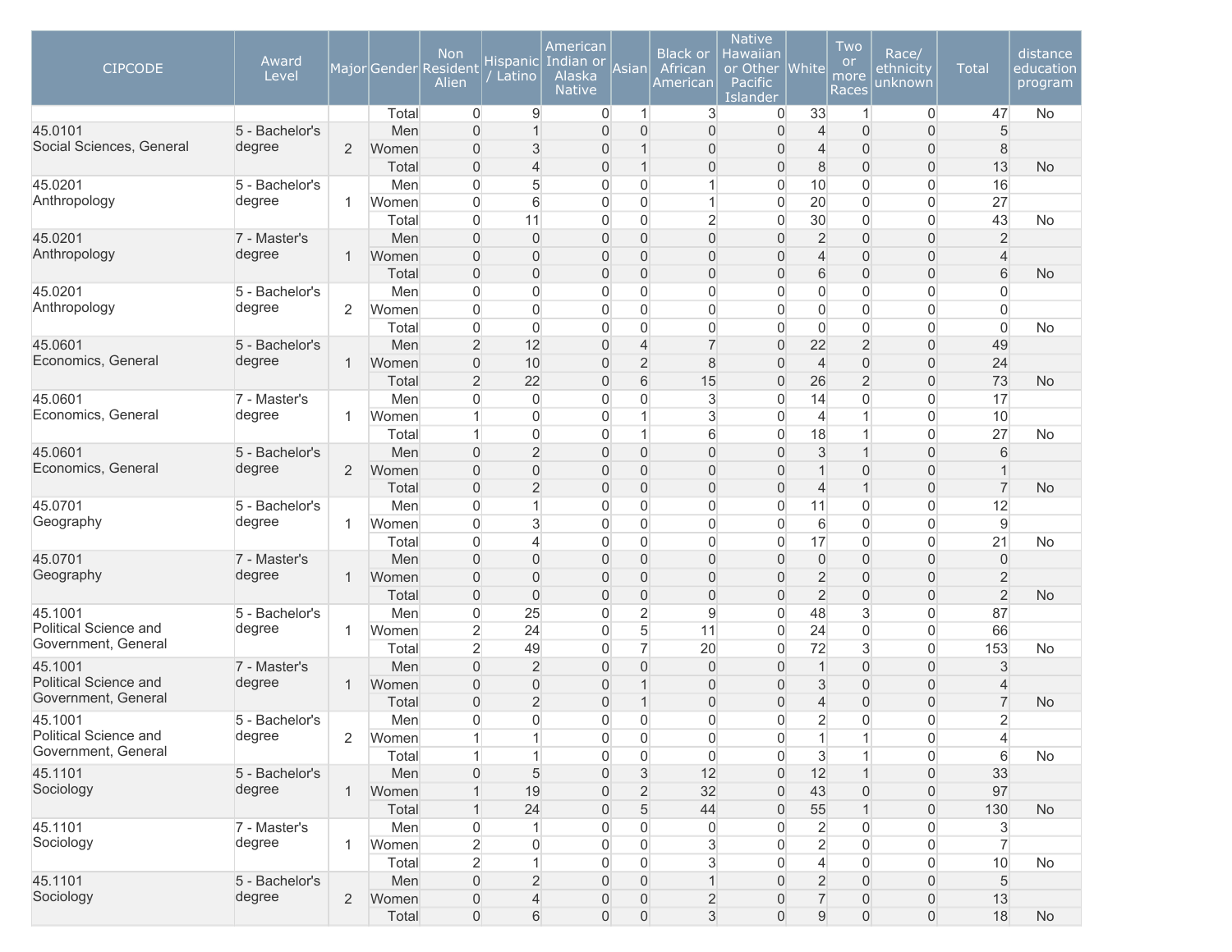| CIPCODE | Award Level | Major | Gender | Non Resident Alien | Hispanic / Latino | American Indian or Alaska Native | Asian | Black or African American | Native Hawaiian or Other Pacific Islander | White | Two or more Races | Race/ ethnicity unknown | Total | distance education program |
|---|---|---|---|---|---|---|---|---|---|---|---|---|---|---|
| | | | Total | 0 | 9 | 0 | 1 | 3 | 0 | 33 | 1 | 0 | 47 | No |
| 45.0101 Social Sciences, General | 5 - Bachelor's degree | 2 | Men | 0 | 1 | 0 | 0 | 0 | 0 | 4 | 0 | 0 | 5 | |
| | | | Women | 0 | 3 | 0 | 1 | 0 | 0 | 4 | 0 | 0 | 8 | |
| | | | Total | 0 | 4 | 0 | 1 | 0 | 0 | 8 | 0 | 0 | 13 | No |
| 45.0201 Anthropology | 5 - Bachelor's degree | 1 | Men | 0 | 5 | 0 | 0 | 1 | 0 | 10 | 0 | 0 | 16 | |
| | | | Women | 0 | 6 | 0 | 0 | 1 | 0 | 20 | 0 | 0 | 27 | |
| | | | Total | 0 | 11 | 0 | 0 | 2 | 0 | 30 | 0 | 0 | 43 | No |
| 45.0201 Anthropology | 7 - Master's degree | 1 | Men | 0 | 0 | 0 | 0 | 0 | 0 | 2 | 0 | 0 | 2 | |
| | | | Women | 0 | 0 | 0 | 0 | 0 | 0 | 4 | 0 | 0 | 4 | |
| | | | Total | 0 | 0 | 0 | 0 | 0 | 0 | 6 | 0 | 0 | 6 | No |
| 45.0201 Anthropology | 5 - Bachelor's degree | 2 | Men | 0 | 0 | 0 | 0 | 0 | 0 | 0 | 0 | 0 | 0 | |
| | | | Women | 0 | 0 | 0 | 0 | 0 | 0 | 0 | 0 | 0 | 0 | |
| | | | Total | 0 | 0 | 0 | 0 | 0 | 0 | 0 | 0 | 0 | 0 | No |
| 45.0601 Economics, General | 5 - Bachelor's degree | 1 | Men | 2 | 12 | 0 | 4 | 7 | 0 | 22 | 2 | 0 | 49 | |
| | | | Women | 0 | 10 | 0 | 2 | 8 | 0 | 4 | 0 | 0 | 24 | |
| | | | Total | 2 | 22 | 0 | 6 | 15 | 0 | 26 | 2 | 0 | 73 | No |
| 45.0601 Economics, General | 7 - Master's degree | 1 | Men | 0 | 0 | 0 | 0 | 3 | 0 | 14 | 0 | 0 | 17 | |
| | | | Women | 1 | 0 | 0 | 1 | 3 | 0 | 4 | 1 | 0 | 10 | |
| | | | Total | 1 | 0 | 0 | 1 | 6 | 0 | 18 | 1 | 0 | 27 | No |
| 45.0601 Economics, General | 5 - Bachelor's degree | 2 | Men | 0 | 2 | 0 | 0 | 0 | 0 | 3 | 1 | 0 | 6 | |
| | | | Women | 0 | 0 | 0 | 0 | 0 | 0 | 1 | 0 | 0 | 1 | |
| | | | Total | 0 | 2 | 0 | 0 | 0 | 0 | 4 | 1 | 0 | 7 | No |
| 45.0701 Geography | 5 - Bachelor's degree | 1 | Men | 0 | 1 | 0 | 0 | 0 | 0 | 11 | 0 | 0 | 12 | |
| | | | Women | 0 | 3 | 0 | 0 | 0 | 0 | 6 | 0 | 0 | 9 | |
| | | | Total | 0 | 4 | 0 | 0 | 0 | 0 | 17 | 0 | 0 | 21 | No |
| 45.0701 Geography | 7 - Master's degree | 1 | Men | 0 | 0 | 0 | 0 | 0 | 0 | 0 | 0 | 0 | 0 | |
| | | | Women | 0 | 0 | 0 | 0 | 0 | 0 | 2 | 0 | 0 | 2 | |
| | | | Total | 0 | 0 | 0 | 0 | 0 | 0 | 2 | 0 | 0 | 2 | No |
| 45.1001 Political Science and Government, General | 5 - Bachelor's degree | 1 | Men | 0 | 25 | 0 | 2 | 9 | 0 | 48 | 3 | 0 | 87 | |
| | | | Women | 2 | 24 | 0 | 5 | 11 | 0 | 24 | 0 | 0 | 66 | |
| | | | Total | 2 | 49 | 0 | 7 | 20 | 0 | 72 | 3 | 0 | 153 | No |
| 45.1001 Political Science and Government, General | 7 - Master's degree | 1 | Men | 0 | 2 | 0 | 0 | 0 | 0 | 1 | 0 | 0 | 3 | |
| | | | Women | 0 | 0 | 0 | 1 | 0 | 0 | 3 | 0 | 0 | 4 | |
| | | | Total | 0 | 2 | 0 | 1 | 0 | 0 | 4 | 0 | 0 | 7 | No |
| 45.1001 Political Science and Government, General | 5 - Bachelor's degree | 2 | Men | 0 | 0 | 0 | 0 | 0 | 0 | 2 | 0 | 0 | 2 | |
| | | | Women | 1 | 1 | 0 | 0 | 0 | 0 | 1 | 1 | 0 | 4 | |
| | | | Total | 1 | 1 | 0 | 0 | 0 | 0 | 3 | 1 | 0 | 6 | No |
| 45.1101 Sociology | 5 - Bachelor's degree | 1 | Men | 0 | 5 | 0 | 3 | 12 | 0 | 12 | 1 | 0 | 33 | |
| | | | Women | 1 | 19 | 0 | 2 | 32 | 0 | 43 | 0 | 0 | 97 | |
| | | | Total | 1 | 24 | 0 | 5 | 44 | 0 | 55 | 1 | 0 | 130 | No |
| 45.1101 Sociology | 7 - Master's degree | 1 | Men | 0 | 1 | 0 | 0 | 0 | 0 | 2 | 0 | 0 | 3 | |
| | | | Women | 2 | 0 | 0 | 0 | 3 | 0 | 2 | 0 | 0 | 7 | |
| | | | Total | 2 | 1 | 0 | 0 | 3 | 0 | 4 | 0 | 0 | 10 | No |
| 45.1101 Sociology | 5 - Bachelor's degree | 2 | Men | 0 | 2 | 0 | 0 | 1 | 0 | 2 | 0 | 0 | 5 | |
| | | | Women | 0 | 4 | 0 | 0 | 2 | 0 | 7 | 0 | 0 | 13 | |
| | | | Total | 0 | 6 | 0 | 0 | 3 | 0 | 9 | 0 | 0 | 18 | No |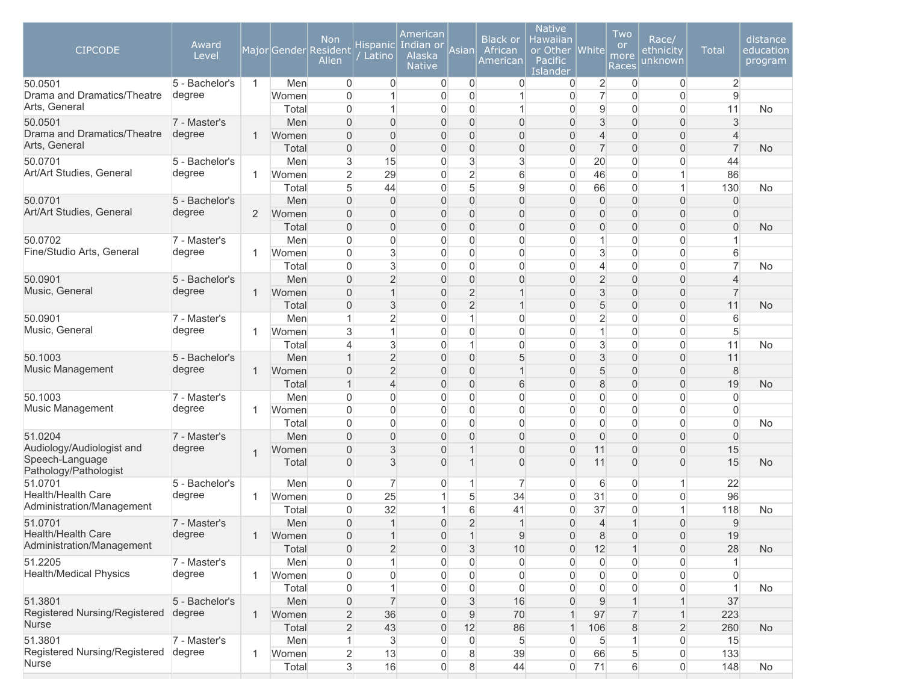| CIPCODE | Award Level | Major | Gender | Non Resident Alien | Hispanic / Latino | American Indian or Alaska Native | Asian | Black or African American | Native Hawaiian or Other Pacific Islander | White | Two or more Races | Race/ ethnicity unknown | Total | distance education program |
|---|---|---|---|---|---|---|---|---|---|---|---|---|---|---|
| 50.0501 Drama and Dramatics/Theatre Arts, General | 5 - Bachelor's degree | 1 | Men | 0 | 0 | 0 | 0 | 0 | 0 | 2 | 0 | 0 | 2 | |
| | | | Women | 0 | 1 | 0 | 0 | 1 | 0 | 7 | 0 | 0 | 9 | |
| | | | Total | 0 | 1 | 0 | 0 | 1 | 0 | 9 | 0 | 0 | 11 | No |
| 50.0501 Drama and Dramatics/Theatre Arts, General | 7 - Master's degree | 1 | Men | 0 | 0 | 0 | 0 | 0 | 0 | 3 | 0 | 0 | 3 | |
| | | | Women | 0 | 0 | 0 | 0 | 0 | 0 | 4 | 0 | 0 | 4 | |
| | | | Total | 0 | 0 | 0 | 0 | 0 | 0 | 7 | 0 | 0 | 7 | No |
| 50.0701 Art/Art Studies, General | 5 - Bachelor's degree | 1 | Men | 3 | 15 | 0 | 3 | 3 | 0 | 20 | 0 | 0 | 44 | |
| | | | Women | 2 | 29 | 0 | 2 | 6 | 0 | 46 | 0 | 1 | 86 | |
| | | | Total | 5 | 44 | 0 | 5 | 9 | 0 | 66 | 0 | 1 | 130 | No |
| 50.0701 Art/Art Studies, General | 5 - Bachelor's degree | 2 | Men | 0 | 0 | 0 | 0 | 0 | 0 | 0 | 0 | 0 | 0 | |
| | | | Women | 0 | 0 | 0 | 0 | 0 | 0 | 0 | 0 | 0 | 0 | |
| | | | Total | 0 | 0 | 0 | 0 | 0 | 0 | 0 | 0 | 0 | 0 | No |
| 50.0702 Fine/Studio Arts, General | 7 - Master's degree | 1 | Men | 0 | 0 | 0 | 0 | 0 | 0 | 1 | 0 | 0 | 1 | |
| | | | Women | 0 | 3 | 0 | 0 | 0 | 0 | 3 | 0 | 0 | 6 | |
| | | | Total | 0 | 3 | 0 | 0 | 0 | 0 | 4 | 0 | 0 | 7 | No |
| 50.0901 Music, General | 5 - Bachelor's degree | 1 | Men | 0 | 2 | 0 | 0 | 0 | 0 | 2 | 0 | 0 | 4 | |
| | | | Women | 0 | 1 | 0 | 2 | 1 | 0 | 3 | 0 | 0 | 7 | |
| | | | Total | 0 | 3 | 0 | 2 | 1 | 0 | 5 | 0 | 0 | 11 | No |
| 50.0901 Music, General | 7 - Master's degree | 1 | Men | 1 | 2 | 0 | 1 | 0 | 0 | 2 | 0 | 0 | 6 | |
| | | | Women | 3 | 1 | 0 | 0 | 0 | 0 | 1 | 0 | 0 | 5 | |
| | | | Total | 4 | 3 | 0 | 1 | 0 | 0 | 3 | 0 | 0 | 11 | No |
| 50.1003 Music Management | 5 - Bachelor's degree | 1 | Men | 1 | 2 | 0 | 0 | 5 | 0 | 3 | 0 | 0 | 11 | |
| | | | Women | 0 | 2 | 0 | 0 | 1 | 0 | 5 | 0 | 0 | 8 | |
| | | | Total | 1 | 4 | 0 | 0 | 6 | 0 | 8 | 0 | 0 | 19 | No |
| 50.1003 Music Management | 7 - Master's degree | 1 | Men | 0 | 0 | 0 | 0 | 0 | 0 | 0 | 0 | 0 | 0 | |
| | | | Women | 0 | 0 | 0 | 0 | 0 | 0 | 0 | 0 | 0 | 0 | |
| | | | Total | 0 | 0 | 0 | 0 | 0 | 0 | 0 | 0 | 0 | 0 | No |
| 51.0204 Audiology/Audiologist and Speech-Language Pathology/Pathologist | 7 - Master's degree | 1 | Men | 0 | 0 | 0 | 0 | 0 | 0 | 0 | 0 | 0 | 0 | |
| | | | Women | 0 | 3 | 0 | 1 | 0 | 0 | 11 | 0 | 0 | 15 | |
| | | | Total | 0 | 3 | 0 | 1 | 0 | 0 | 11 | 0 | 0 | 15 | No |
| 51.0701 Health/Health Care Administration/Management | 5 - Bachelor's degree | 1 | Men | 0 | 7 | 0 | 1 | 7 | 0 | 6 | 0 | 1 | 22 | |
| | | | Women | 0 | 25 | 1 | 5 | 34 | 0 | 31 | 0 | 0 | 96 | |
| | | | Total | 0 | 32 | 1 | 6 | 41 | 0 | 37 | 0 | 1 | 118 | No |
| 51.0701 Health/Health Care Administration/Management | 7 - Master's degree | 1 | Men | 0 | 1 | 0 | 2 | 1 | 0 | 4 | 1 | 0 | 9 | |
| | | | Women | 0 | 1 | 0 | 1 | 9 | 0 | 8 | 0 | 0 | 19 | |
| | | | Total | 0 | 2 | 0 | 3 | 10 | 0 | 12 | 1 | 0 | 28 | No |
| 51.2205 Health/Medical Physics | 7 - Master's degree | 1 | Men | 0 | 1 | 0 | 0 | 0 | 0 | 0 | 0 | 0 | 1 | |
| | | | Women | 0 | 0 | 0 | 0 | 0 | 0 | 0 | 0 | 0 | 0 | |
| | | | Total | 0 | 1 | 0 | 0 | 0 | 0 | 0 | 0 | 0 | 1 | No |
| 51.3801 Registered Nursing/Registered Nurse | 5 - Bachelor's degree | 1 | Men | 0 | 7 | 0 | 3 | 16 | 0 | 9 | 1 | 1 | 37 | |
| | | | Women | 2 | 36 | 0 | 9 | 70 | 1 | 97 | 7 | 1 | 223 | |
| | | | Total | 2 | 43 | 0 | 12 | 86 | 1 | 106 | 8 | 2 | 260 | No |
| 51.3801 Registered Nursing/Registered Nurse | 7 - Master's degree | 1 | Men | 1 | 3 | 0 | 0 | 5 | 0 | 5 | 1 | 0 | 15 | |
| | | | Women | 2 | 13 | 0 | 8 | 39 | 0 | 66 | 5 | 0 | 133 | |
| | | | Total | 3 | 16 | 0 | 8 | 44 | 0 | 71 | 6 | 0 | 148 | No |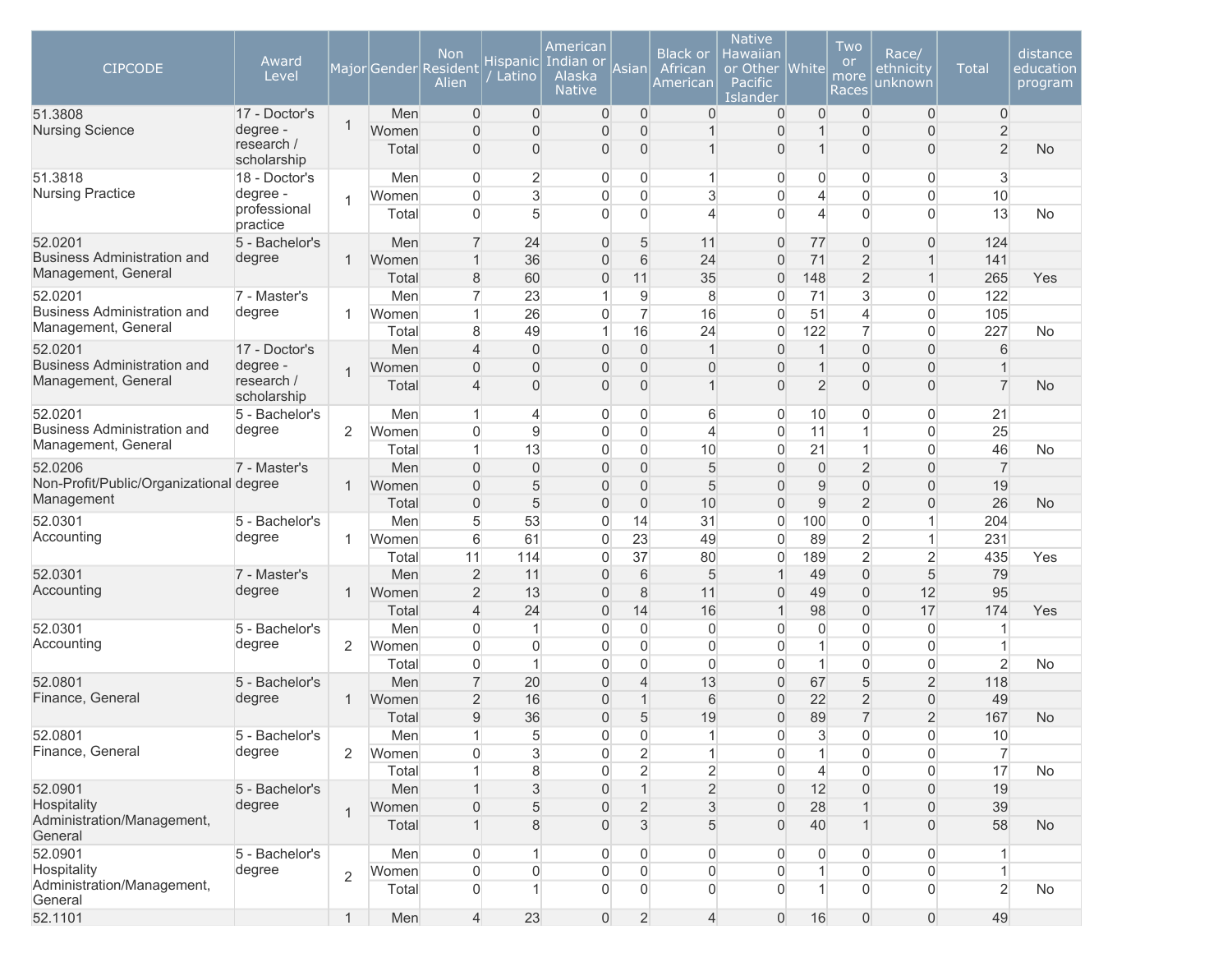| CIPCODE | Award Level | Major | Gender | Non Resident Alien | Hispanic / Latino | American Indian or Alaska Native | Asian | Black or African American | Native Hawaiian or Other Pacific Islander | White | Two or more Races | Race/ ethnicity unknown | Total | distance education program |
|---|---|---|---|---|---|---|---|---|---|---|---|---|---|---|
| 51.3808 Nursing Science | 17 - Doctor's degree - research / scholarship | 1 | Men | 0 | 0 | 0 | 0 | 0 | 0 | 0 | 0 | 0 | 0 | |
| | | | Women | 0 | 0 | 0 | 0 | 1 | 0 | 1 | 0 | 0 | 2 | |
| | | | Total | 0 | 0 | 0 | 0 | 1 | 0 | 1 | 0 | 0 | 2 | No |
| 51.3818 Nursing Practice | 18 - Doctor's degree - professional practice | 1 | Men | 0 | 2 | 0 | 0 | 1 | 0 | 0 | 0 | 0 | 3 | |
| | | | Women | 0 | 3 | 0 | 0 | 3 | 0 | 4 | 0 | 0 | 10 | |
| | | | Total | 0 | 5 | 0 | 0 | 4 | 0 | 4 | 0 | 0 | 13 | No |
| 52.0201 Business Administration and Management, General | 5 - Bachelor's degree | 1 | Men | 7 | 24 | 0 | 5 | 11 | 0 | 77 | 0 | 0 | 124 | |
| | | | Women | 1 | 36 | 0 | 6 | 24 | 0 | 71 | 2 | 1 | 141 | |
| | | | Total | 8 | 60 | 0 | 11 | 35 | 0 | 148 | 2 | 1 | 265 | Yes |
| 52.0201 Business Administration and Management, General | 7 - Master's degree | 1 | Men | 7 | 23 | 1 | 9 | 8 | 0 | 71 | 3 | 0 | 122 | |
| | | | Women | 1 | 26 | 0 | 7 | 16 | 0 | 51 | 4 | 0 | 105 | |
| | | | Total | 8 | 49 | 1 | 16 | 24 | 0 | 122 | 7 | 0 | 227 | No |
| 52.0201 Business Administration and Management, General | 17 - Doctor's degree - research / scholarship | 1 | Men | 4 | 0 | 0 | 0 | 1 | 0 | 1 | 0 | 0 | 6 | |
| | | | Women | 0 | 0 | 0 | 0 | 0 | 0 | 1 | 0 | 0 | 1 | |
| | | | Total | 4 | 0 | 0 | 0 | 1 | 0 | 2 | 0 | 0 | 7 | No |
| 52.0201 Business Administration and Management, General | 5 - Bachelor's degree | 2 | Men | 1 | 4 | 0 | 0 | 6 | 0 | 10 | 0 | 0 | 21 | |
| | | | Women | 0 | 9 | 0 | 0 | 4 | 0 | 11 | 1 | 0 | 25 | |
| | | | Total | 1 | 13 | 0 | 0 | 10 | 0 | 21 | 1 | 0 | 46 | No |
| 52.0206 Non-Profit/Public/Organizational Management | 7 - Master's degree | 1 | Men | 0 | 0 | 0 | 0 | 5 | 0 | 0 | 2 | 0 | 7 | |
| | | | Women | 0 | 5 | 0 | 0 | 5 | 0 | 9 | 0 | 0 | 19 | |
| | | | Total | 0 | 5 | 0 | 0 | 10 | 0 | 9 | 2 | 0 | 26 | No |
| 52.0301 Accounting | 5 - Bachelor's degree | 1 | Men | 5 | 53 | 0 | 14 | 31 | 0 | 100 | 0 | 1 | 204 | |
| | | | Women | 6 | 61 | 0 | 23 | 49 | 0 | 89 | 2 | 1 | 231 | |
| | | | Total | 11 | 114 | 0 | 37 | 80 | 0 | 189 | 2 | 2 | 435 | Yes |
| 52.0301 Accounting | 7 - Master's degree | 1 | Men | 2 | 11 | 0 | 6 | 5 | 1 | 49 | 0 | 5 | 79 | |
| | | | Women | 2 | 13 | 0 | 8 | 11 | 0 | 49 | 0 | 12 | 95 | |
| | | | Total | 4 | 24 | 0 | 14 | 16 | 1 | 98 | 0 | 17 | 174 | Yes |
| 52.0301 Accounting | 5 - Bachelor's degree | 2 | Men | 0 | 1 | 0 | 0 | 0 | 0 | 0 | 0 | 0 | 1 | |
| | | | Women | 0 | 0 | 0 | 0 | 0 | 0 | 1 | 0 | 0 | 1 | |
| | | | Total | 0 | 1 | 0 | 0 | 0 | 0 | 1 | 0 | 0 | 2 | No |
| 52.0801 Finance, General | 5 - Bachelor's degree | 1 | Men | 7 | 20 | 0 | 4 | 13 | 0 | 67 | 5 | 2 | 118 | |
| | | | Women | 2 | 16 | 0 | 1 | 6 | 0 | 22 | 2 | 0 | 49 | |
| | | | Total | 9 | 36 | 0 | 5 | 19 | 0 | 89 | 7 | 2 | 167 | No |
| 52.0801 Finance, General | 5 - Bachelor's degree | 2 | Men | 1 | 5 | 0 | 0 | 1 | 0 | 3 | 0 | 0 | 10 | |
| | | | Women | 0 | 3 | 0 | 2 | 1 | 0 | 1 | 0 | 0 | 7 | |
| | | | Total | 1 | 8 | 0 | 2 | 2 | 0 | 4 | 0 | 0 | 17 | No |
| 52.0901 Hospitality Administration/Management, General | 5 - Bachelor's degree | 1 | Men | 1 | 3 | 0 | 1 | 2 | 0 | 12 | 0 | 0 | 19 | |
| | | | Women | 0 | 5 | 0 | 2 | 3 | 0 | 28 | 1 | 0 | 39 | |
| | | | Total | 1 | 8 | 0 | 3 | 5 | 0 | 40 | 1 | 0 | 58 | No |
| 52.0901 Hospitality Administration/Management, General | 5 - Bachelor's degree | 2 | Men | 0 | 1 | 0 | 0 | 0 | 0 | 0 | 0 | 0 | 1 | |
| | | | Women | 0 | 0 | 0 | 0 | 0 | 0 | 1 | 0 | 0 | 1 | |
| | | | Total | 0 | 1 | 0 | 0 | 0 | 0 | 1 | 0 | 0 | 2 | No |
| 52.1101 | | 1 | Men | 4 | 23 | 0 | 2 | 4 | 0 | 16 | 0 | 0 | 49 | |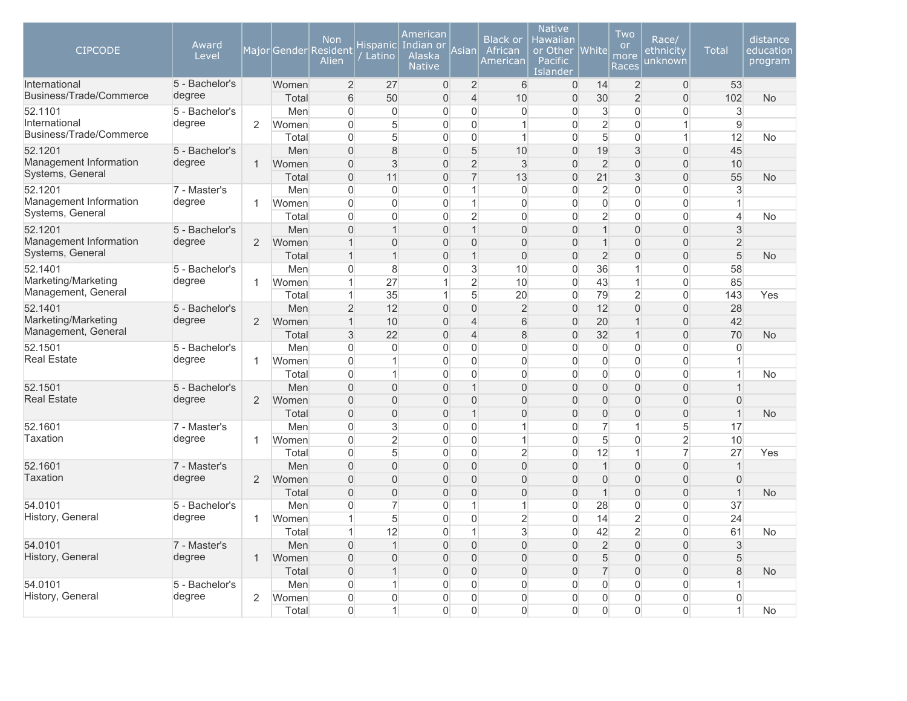| CIPCODE | Award Level | Major | Gender | Non Resident Alien | Hispanic / Latino | American Indian or Alaska Native | Asian | Black or African American | Native Hawaiian or Other Pacific Islander | White | Two or more Races | Race/ ethnicity unknown | Total | distance education program |
|---|---|---|---|---|---|---|---|---|---|---|---|---|---|---|
| International Business/Trade/Commerce | 5 - Bachelor's degree | | Women | 2 | 27 | 0 | 2 | 6 | 0 | 14 | 2 | 0 | 53 | |
| | | | Total | 6 | 50 | 0 | 4 | 10 | 0 | 30 | 2 | 0 | 102 | No |
| 52.1101 International Business/Trade/Commerce | 5 - Bachelor's degree | 2 | Men | 0 | 0 | 0 | 0 | 0 | 0 | 3 | 0 | 0 | 3 | |
| | | | Women | 0 | 5 | 0 | 0 | 1 | 0 | 2 | 0 | 1 | 9 | |
| | | | Total | 0 | 5 | 0 | 0 | 1 | 0 | 5 | 0 | 1 | 12 | No |
| 52.1201 Management Information Systems, General | 5 - Bachelor's degree | 1 | Men | 0 | 8 | 0 | 5 | 10 | 0 | 19 | 3 | 0 | 45 | |
| | | | Women | 0 | 3 | 0 | 2 | 3 | 0 | 2 | 0 | 0 | 10 | |
| | | | Total | 0 | 11 | 0 | 7 | 13 | 0 | 21 | 3 | 0 | 55 | No |
| 52.1201 Management Information Systems, General | 7 - Master's degree | 1 | Men | 0 | 0 | 0 | 1 | 0 | 0 | 2 | 0 | 0 | 3 | |
| | | | Women | 0 | 0 | 0 | 1 | 0 | 0 | 0 | 0 | 0 | 1 | |
| | | | Total | 0 | 0 | 0 | 2 | 0 | 0 | 2 | 0 | 0 | 4 | No |
| 52.1201 Management Information Systems, General | 5 - Bachelor's degree | 2 | Men | 0 | 1 | 0 | 1 | 0 | 0 | 1 | 0 | 0 | 3 | |
| | | | Women | 1 | 0 | 0 | 0 | 0 | 0 | 1 | 0 | 0 | 2 | |
| | | | Total | 1 | 1 | 0 | 1 | 0 | 0 | 2 | 0 | 0 | 5 | No |
| 52.1401 Marketing/Marketing Management, General | 5 - Bachelor's degree | 1 | Men | 0 | 8 | 0 | 3 | 10 | 0 | 36 | 1 | 0 | 58 | |
| | | | Women | 1 | 27 | 1 | 2 | 10 | 0 | 43 | 1 | 0 | 85 | |
| | | | Total | 1 | 35 | 1 | 5 | 20 | 0 | 79 | 2 | 0 | 143 | Yes |
| 52.1401 Marketing/Marketing Management, General | 5 - Bachelor's degree | 2 | Men | 2 | 12 | 0 | 0 | 2 | 0 | 12 | 0 | 0 | 28 | |
| | | | Women | 1 | 10 | 0 | 4 | 6 | 0 | 20 | 1 | 0 | 42 | |
| | | | Total | 3 | 22 | 0 | 4 | 8 | 0 | 32 | 1 | 0 | 70 | No |
| 52.1501 Real Estate | 5 - Bachelor's degree | 1 | Men | 0 | 0 | 0 | 0 | 0 | 0 | 0 | 0 | 0 | 0 | |
| | | | Women | 0 | 1 | 0 | 0 | 0 | 0 | 0 | 0 | 0 | 1 | |
| | | | Total | 0 | 1 | 0 | 0 | 0 | 0 | 0 | 0 | 0 | 1 | No |
| 52.1501 Real Estate | 5 - Bachelor's degree | 2 | Men | 0 | 0 | 0 | 1 | 0 | 0 | 0 | 0 | 0 | 1 | |
| | | | Women | 0 | 0 | 0 | 0 | 0 | 0 | 0 | 0 | 0 | 0 | |
| | | | Total | 0 | 0 | 0 | 1 | 0 | 0 | 0 | 0 | 0 | 1 | No |
| 52.1601 Taxation | 7 - Master's degree | 1 | Men | 0 | 3 | 0 | 0 | 1 | 0 | 7 | 1 | 5 | 17 | |
| | | | Women | 0 | 2 | 0 | 0 | 1 | 0 | 5 | 0 | 2 | 10 | |
| | | | Total | 0 | 5 | 0 | 0 | 2 | 0 | 12 | 1 | 7 | 27 | Yes |
| 52.1601 Taxation | 7 - Master's degree | 2 | Men | 0 | 0 | 0 | 0 | 0 | 0 | 1 | 0 | 0 | 1 | |
| | | | Women | 0 | 0 | 0 | 0 | 0 | 0 | 0 | 0 | 0 | 0 | |
| | | | Total | 0 | 0 | 0 | 0 | 0 | 0 | 1 | 0 | 0 | 1 | No |
| 54.0101 History, General | 5 - Bachelor's degree | 1 | Men | 0 | 7 | 0 | 1 | 1 | 0 | 28 | 0 | 0 | 37 | |
| | | | Women | 1 | 5 | 0 | 0 | 2 | 0 | 14 | 2 | 0 | 24 | |
| | | | Total | 1 | 12 | 0 | 1 | 3 | 0 | 42 | 2 | 0 | 61 | No |
| 54.0101 History, General | 7 - Master's degree | 1 | Men | 0 | 1 | 0 | 0 | 0 | 0 | 2 | 0 | 0 | 3 | |
| | | | Women | 0 | 0 | 0 | 0 | 0 | 0 | 5 | 0 | 0 | 5 | |
| | | | Total | 0 | 1 | 0 | 0 | 0 | 0 | 7 | 0 | 0 | 8 | No |
| 54.0101 History, General | 5 - Bachelor's degree | 2 | Men | 0 | 1 | 0 | 0 | 0 | 0 | 0 | 0 | 0 | 1 | |
| | | | Women | 0 | 0 | 0 | 0 | 0 | 0 | 0 | 0 | 0 | 0 | |
| | | | Total | 0 | 1 | 0 | 0 | 0 | 0 | 0 | 0 | 0 | 1 | No |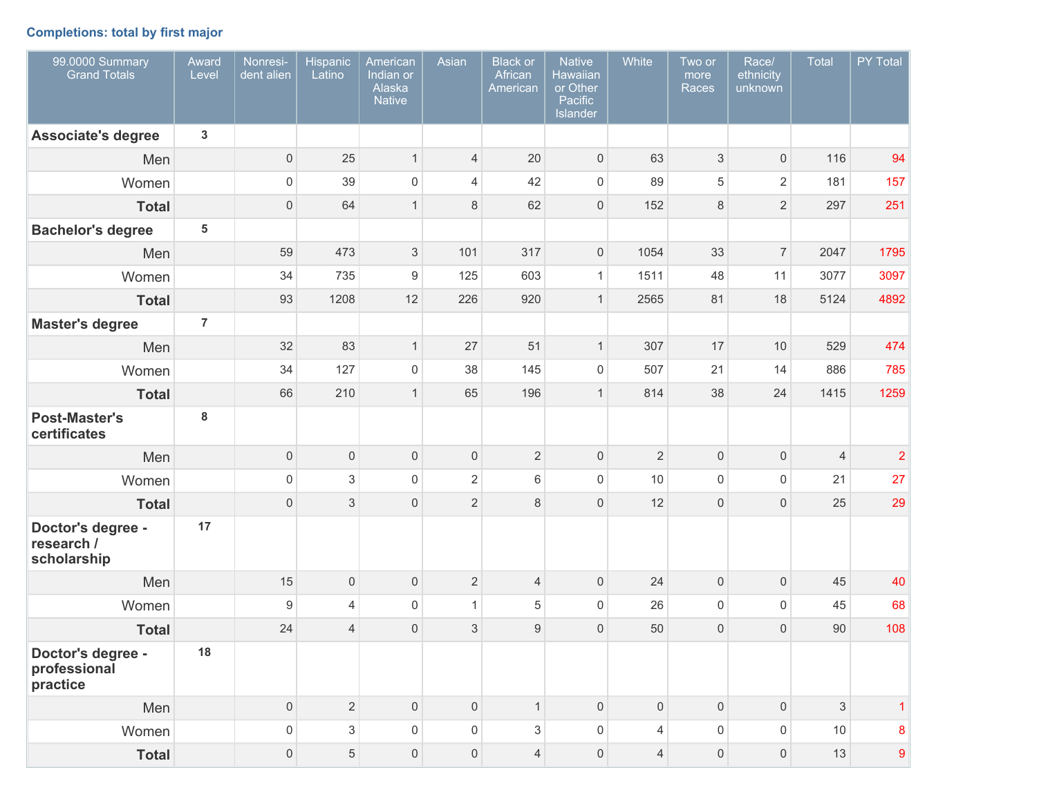### Completions: total by first major

| 99.0000 Summary Grand Totals | Award Level | Nonresident alien | Hispanic Latino | American Indian or Alaska Native | Asian | Black or African American | Native Hawaiian or Other Pacific Islander | White | Two or more Races | Race/ ethnicity unknown | Total | PY Total |
|---|---|---|---|---|---|---|---|---|---|---|---|---|
| **Associate's degree** | 3 | | | | | | | | | | | |
| Men | | 0 | 25 | 1 | 4 | 20 | 0 | 63 | 3 | 0 | 116 | 94 |
| Women | | 0 | 39 | 0 | 4 | 42 | 0 | 89 | 5 | 2 | 181 | 157 |
| **Total** | | 0 | 64 | 1 | 8 | 62 | 0 | 152 | 8 | 2 | 297 | 251 |
| **Bachelor's degree** | 5 | | | | | | | | | | | |
| Men | | 59 | 473 | 3 | 101 | 317 | 0 | 1054 | 33 | 7 | 2047 | 1795 |
| Women | | 34 | 735 | 9 | 125 | 603 | 1 | 1511 | 48 | 11 | 3077 | 3097 |
| **Total** | | 93 | 1208 | 12 | 226 | 920 | 1 | 2565 | 81 | 18 | 5124 | 4892 |
| **Master's degree** | 7 | | | | | | | | | | | |
| Men | | 32 | 83 | 1 | 27 | 51 | 1 | 307 | 17 | 10 | 529 | 474 |
| Women | | 34 | 127 | 0 | 38 | 145 | 0 | 507 | 21 | 14 | 886 | 785 |
| **Total** | | 66 | 210 | 1 | 65 | 196 | 1 | 814 | 38 | 24 | 1415 | 1259 |
| **Post-Master's certificates** | 8 | | | | | | | | | | | |
| Men | | 0 | 0 | 0 | 0 | 2 | 0 | 2 | 0 | 0 | 4 | 2 |
| Women | | 0 | 3 | 0 | 2 | 6 | 0 | 10 | 0 | 0 | 21 | 27 |
| **Total** | | 0 | 3 | 0 | 2 | 8 | 0 | 12 | 0 | 0 | 25 | 29 |
| **Doctor's degree - research / scholarship** | 17 | | | | | | | | | | | |
| Men | | 15 | 0 | 0 | 2 | 4 | 0 | 24 | 0 | 0 | 45 | 40 |
| Women | | 9 | 4 | 0 | 1 | 5 | 0 | 26 | 0 | 0 | 45 | 68 |
| **Total** | | 24 | 4 | 0 | 3 | 9 | 0 | 50 | 0 | 0 | 90 | 108 |
| **Doctor's degree - professional practice** | 18 | | | | | | | | | | | |
| Men | | 0 | 2 | 0 | 0 | 1 | 0 | 0 | 0 | 0 | 3 | 1 |
| Women | | 0 | 3 | 0 | 0 | 3 | 0 | 4 | 0 | 0 | 10 | 8 |
| **Total** | | 0 | 5 | 0 | 0 | 4 | 0 | 4 | 0 | 0 | 13 | 9 |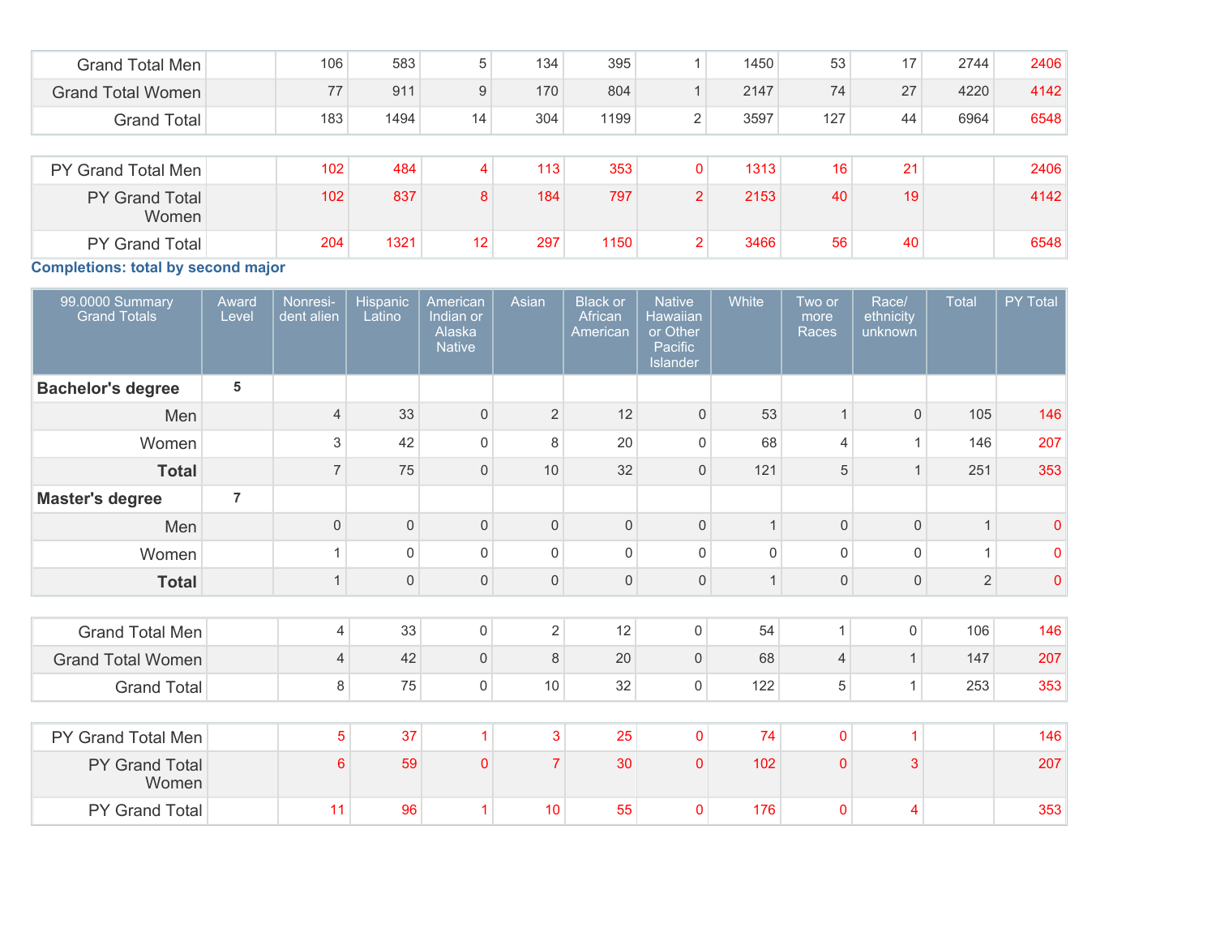| | | | | | | | | | | | |
|---|---|---|---|---|---|---|---|---|---|---|---|
| Grand Total Men | | 106 | 583 | 5 | 134 | 395 | 1 | 1450 | 53 | 17 | 2744 | 2406 |
| Grand Total Women | | 77 | 911 | 9 | 170 | 804 | 1 | 2147 | 74 | 27 | 4220 | 4142 |
| Grand Total | | 183 | 1494 | 14 | 304 | 1199 | 2 | 3597 | 127 | 44 | 6964 | 6548 |

| | | | | | | | | | | | |
|---|---|---|---|---|---|---|---|---|---|---|---|
| PY Grand Total Men | | 102 | 484 | 4 | 113 | 353 | 0 | 1313 | 16 | 21 | | 2406 |
| PY Grand Total Women | | 102 | 837 | 8 | 184 | 797 | 2 | 2153 | 40 | 19 | | 4142 |
| PY Grand Total | | 204 | 1321 | 12 | 297 | 1150 | 2 | 3466 | 56 | 40 | | 6548 |

**Completions: total by second major**

| 99.0000 Summary Grand Totals | Award Level | Nonresi-dent alien | Hispanic Latino | American Indian or Alaska Native | Asian | Black or African American | Native Hawaiian or Other Pacific Islander | White | Two or more Races | Race/ ethnicity unknown | Total | PY Total |
|---|---|---|---|---|---|---|---|---|---|---|---|---|
| **Bachelor's degree** | 5 | | | | | | | | | | | |
| Men | | 4 | 33 | 0 | 2 | 12 | 0 | 53 | 1 | 0 | 105 | 146 |
| Women | | 3 | 42 | 0 | 8 | 20 | 0 | 68 | 4 | 1 | 146 | 207 |
| **Total** | | 7 | 75 | 0 | 10 | 32 | 0 | 121 | 5 | 1 | 251 | 353 |
| **Master's degree** | 7 | | | | | | | | | | | |
| Men | | 0 | 0 | 0 | 0 | 0 | 0 | 1 | 0 | 0 | 1 | 0 |
| Women | | 1 | 0 | 0 | 0 | 0 | 0 | 0 | 0 | 0 | 1 | 0 |
| **Total** | | 1 | 0 | 0 | 0 | 0 | 0 | 1 | 0 | 0 | 2 | 0 |

| | | | | | | | | | | | |
|---|---|---|---|---|---|---|---|---|---|---|---|
| Grand Total Men | | 4 | 33 | 0 | 2 | 12 | 0 | 54 | 1 | 0 | 106 | 146 |
| Grand Total Women | | 4 | 42 | 0 | 8 | 20 | 0 | 68 | 4 | 1 | 147 | 207 |
| Grand Total | | 8 | 75 | 0 | 10 | 32 | 0 | 122 | 5 | 1 | 253 | 353 |

| | | | | | | | | | | | |
|---|---|---|---|---|---|---|---|---|---|---|---|
| PY Grand Total Men | | 5 | 37 | 1 | 3 | 25 | 0 | 74 | 0 | 1 | | 146 |
| PY Grand Total Women | | 6 | 59 | 0 | 7 | 30 | 0 | 102 | 0 | 3 | | 207 |
| PY Grand Total | | 11 | 96 | 1 | 10 | 55 | 0 | 176 | 0 | 4 | | 353 |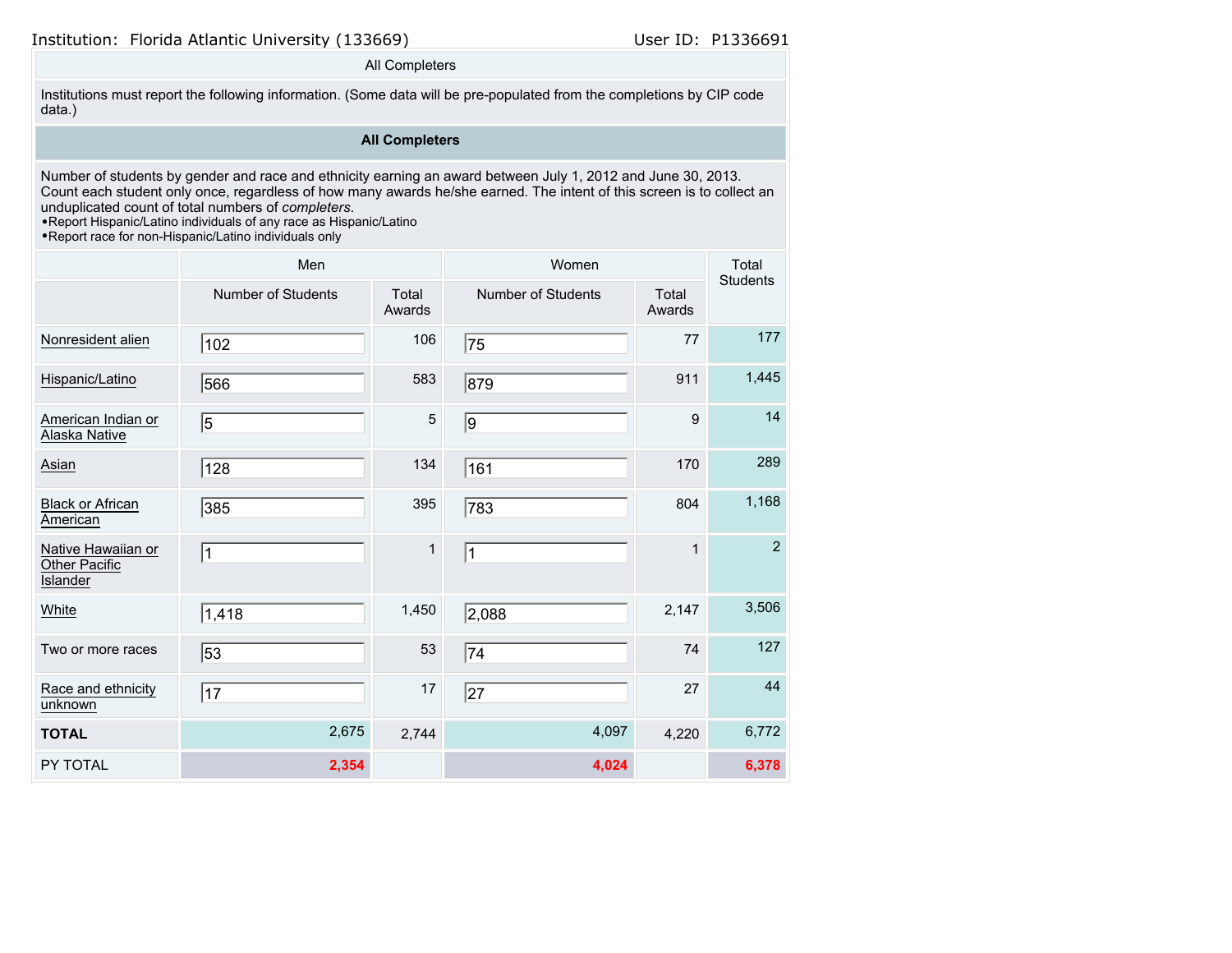Institution: Florida Atlantic University (133669) User ID: P1336691

All Completers

Institutions must report the following information. (Some data will be pre-populated from the completions by CIP code data.)

**All Completers**

Number of students by gender and race and ethnicity earning an award between July 1, 2012 and June 30, 2013. Count each student only once, regardless of how many awards he/she earned. The intent of this screen is to collect an unduplicated count of total numbers of *completers*.
•Report Hispanic/Latino individuals of any race as Hispanic/Latino
•Report race for non-Hispanic/Latino individuals only

| | Men | | Women | | Total Students |
|---|---|---|---|---|---|
| | Number of Students | Total Awards | Number of Students | Total Awards | |
| Nonresident alien | 102 | 106 | 75 | 77 | 177 |
| Hispanic/Latino | 566 | 583 | 879 | 911 | 1,445 |
| American Indian or Alaska Native | 5 | 5 | 9 | 9 | 14 |
| Asian | 128 | 134 | 161 | 170 | 289 |
| Black or African American | 385 | 395 | 783 | 804 | 1,168 |
| Native Hawaiian or Other Pacific Islander | 1 | 1 | 1 | 1 | 2 |
| White | 1,418 | 1,450 | 2,088 | 2,147 | 3,506 |
| Two or more races | 53 | 53 | 74 | 74 | 127 |
| Race and ethnicity unknown | 17 | 17 | 27 | 27 | 44 |
| **TOTAL** | 2,675 | 2,744 | 4,097 | 4,220 | 6,772 |
| PY TOTAL | 2,354 | | 4,024 | | 6,378 |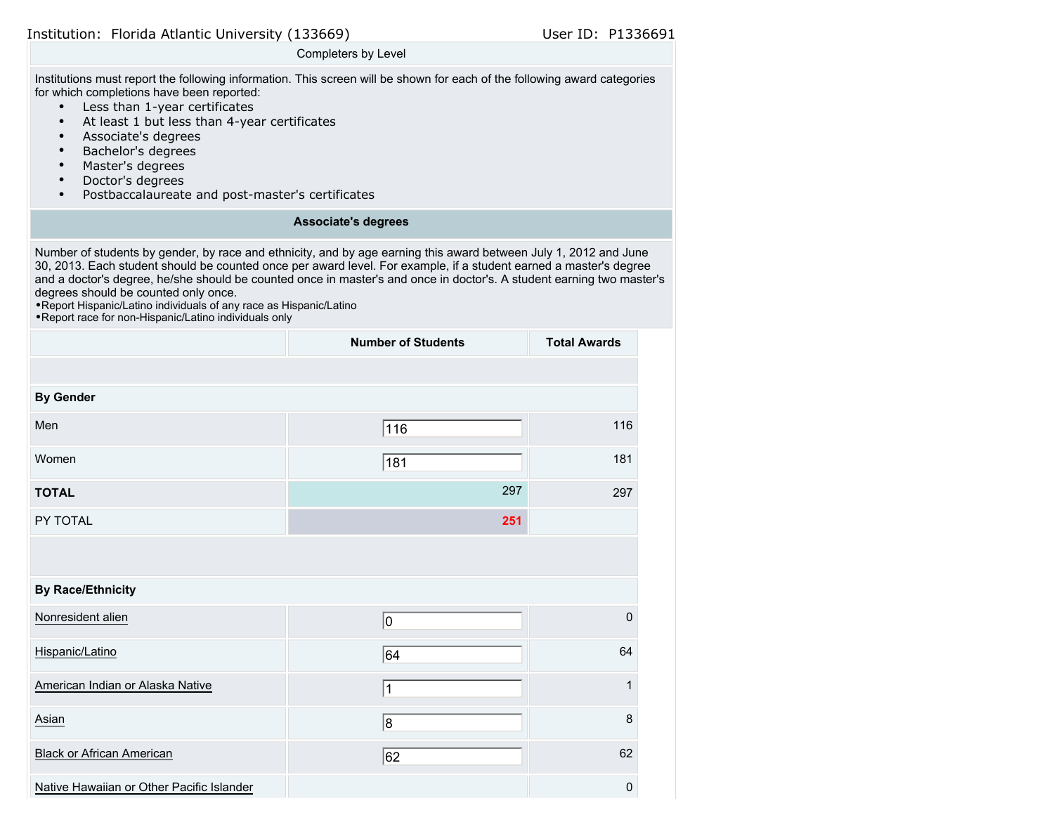Institution: Florida Atlantic University (133669) User ID: P1336691

Completers by Level

Institutions must report the following information. This screen will be shown for each of the following award categories for which completions have been reported:

- Less than 1-year certificates
- At least 1 but less than 4-year certificates
- Associate's degrees
- Bachelor's degrees
- Master's degrees
- Doctor's degrees
- Postbaccalaureate and post-master's certificates

## Associate's degrees

Number of students by gender, by race and ethnicity, and by age earning this award between July 1, 2012 and June 30, 2013. Each student should be counted once per award level. For example, if a student earned a master's degree and a doctor's degree, he/she should be counted once in master's and once in doctor's. A student earning two master's degrees should be counted only once.

- Report Hispanic/Latino individuals of any race as Hispanic/Latino
- Report race for non-Hispanic/Latino individuals only

| | Number of Students | Total Awards |
|---|---|---|
| **By Gender** | | |
| Men | 116 | 116 |
| Women | 181 | 181 |
| **TOTAL** | 297 | 297 |
| PY TOTAL | 251 | |
| **By Race/Ethnicity** | | |
| Nonresident alien | 0 | 0 |
| Hispanic/Latino | 64 | 64 |
| American Indian or Alaska Native | 1 | 1 |
| Asian | 8 | 8 |
| Black or African American | 62 | 62 |
| Native Hawaiian or Other Pacific Islander | | 0 |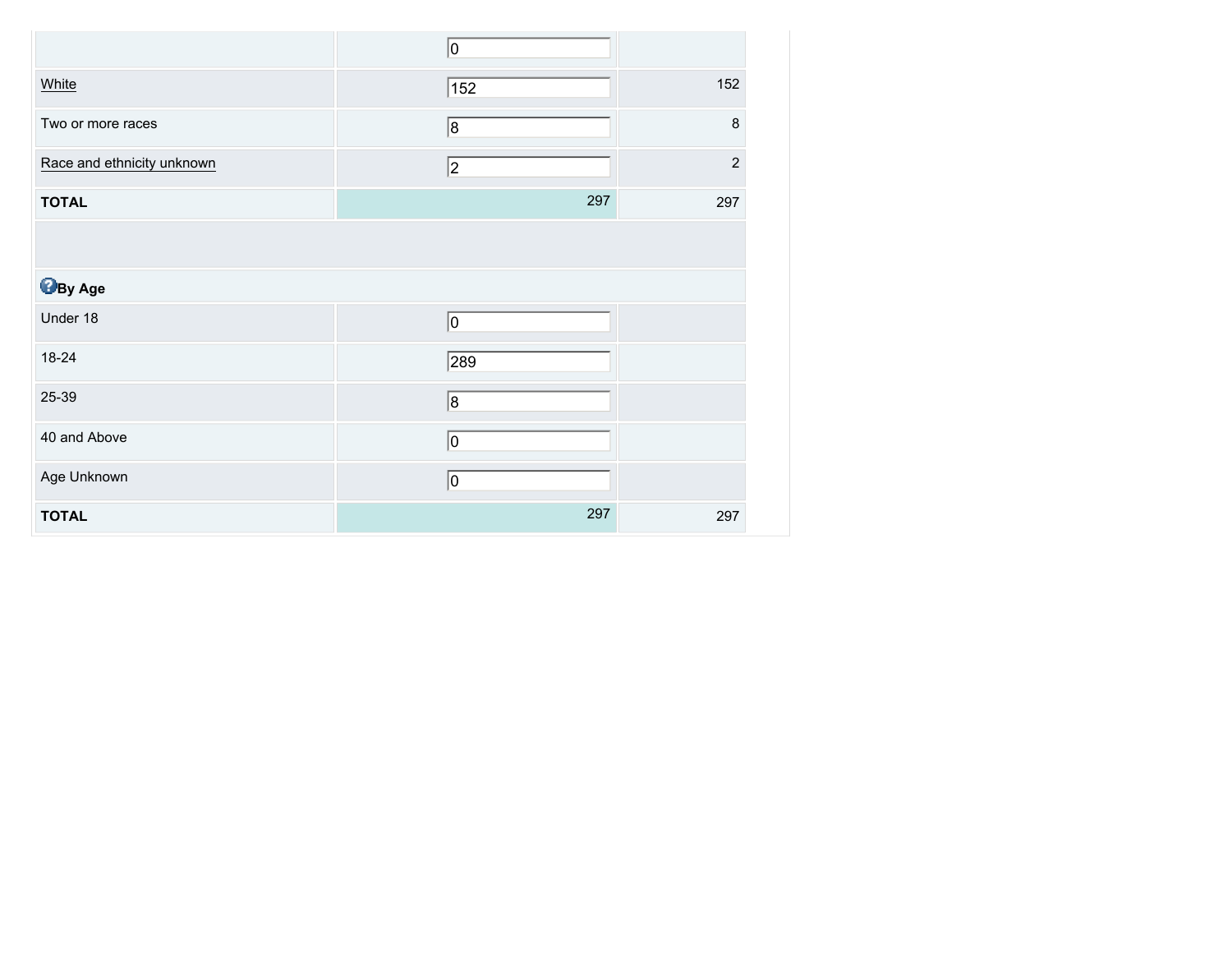| | | |
|---|---|---|
| | 0 | |
| White | 152 | 152 |
| Two or more races | 8 | 8 |
| Race and ethnicity unknown | 2 | 2 |
| **TOTAL** | 297 | 297 |
| | | |
| **By Age** | | |
| Under 18 | 0 | |
| 18-24 | 289 | |
| 25-39 | 8 | |
| 40 and Above | 0 | |
| Age Unknown | 0 | |
| **TOTAL** | 297 | 297 |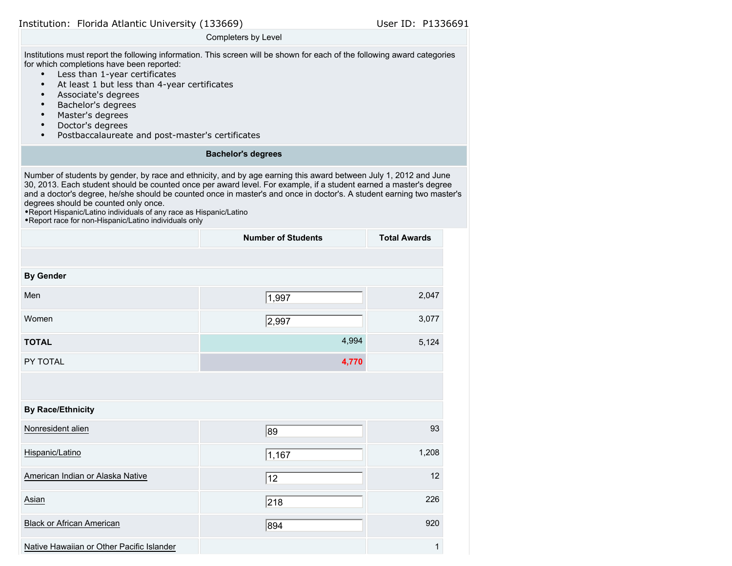Institution: Florida Atlantic University (133669) User ID: P1336691

Completers by Level

Institutions must report the following information. This screen will be shown for each of the following award categories for which completions have been reported:

- Less than 1-year certificates
- At least 1 but less than 4-year certificates
- Associate's degrees
- Bachelor's degrees
- Master's degrees
- Doctor's degrees
- Postbaccalaureate and post-master's certificates

## Bachelor's degrees

Number of students by gender, by race and ethnicity, and by age earning this award between July 1, 2012 and June 30, 2013. Each student should be counted once per award level. For example, if a student earned a master's degree and a doctor's degree, he/she should be counted once in master's and once in doctor's. A student earning two master's degrees should be counted only once.
•Report Hispanic/Latino individuals of any race as Hispanic/Latino
•Report race for non-Hispanic/Latino individuals only

| | Number of Students | Total Awards |
|---|---|---|
| **By Gender** | | |
| Men | 1,997 | 2,047 |
| Women | 2,997 | 3,077 |
| **TOTAL** | 4,994 | 5,124 |
| PY TOTAL | 4,770 | |
| **By Race/Ethnicity** | | |
| Nonresident alien | 89 | 93 |
| Hispanic/Latino | 1,167 | 1,208 |
| American Indian or Alaska Native | 12 | 12 |
| Asian | 218 | 226 |
| Black or African American | 894 | 920 |
| Native Hawaiian or Other Pacific Islander | | 1 |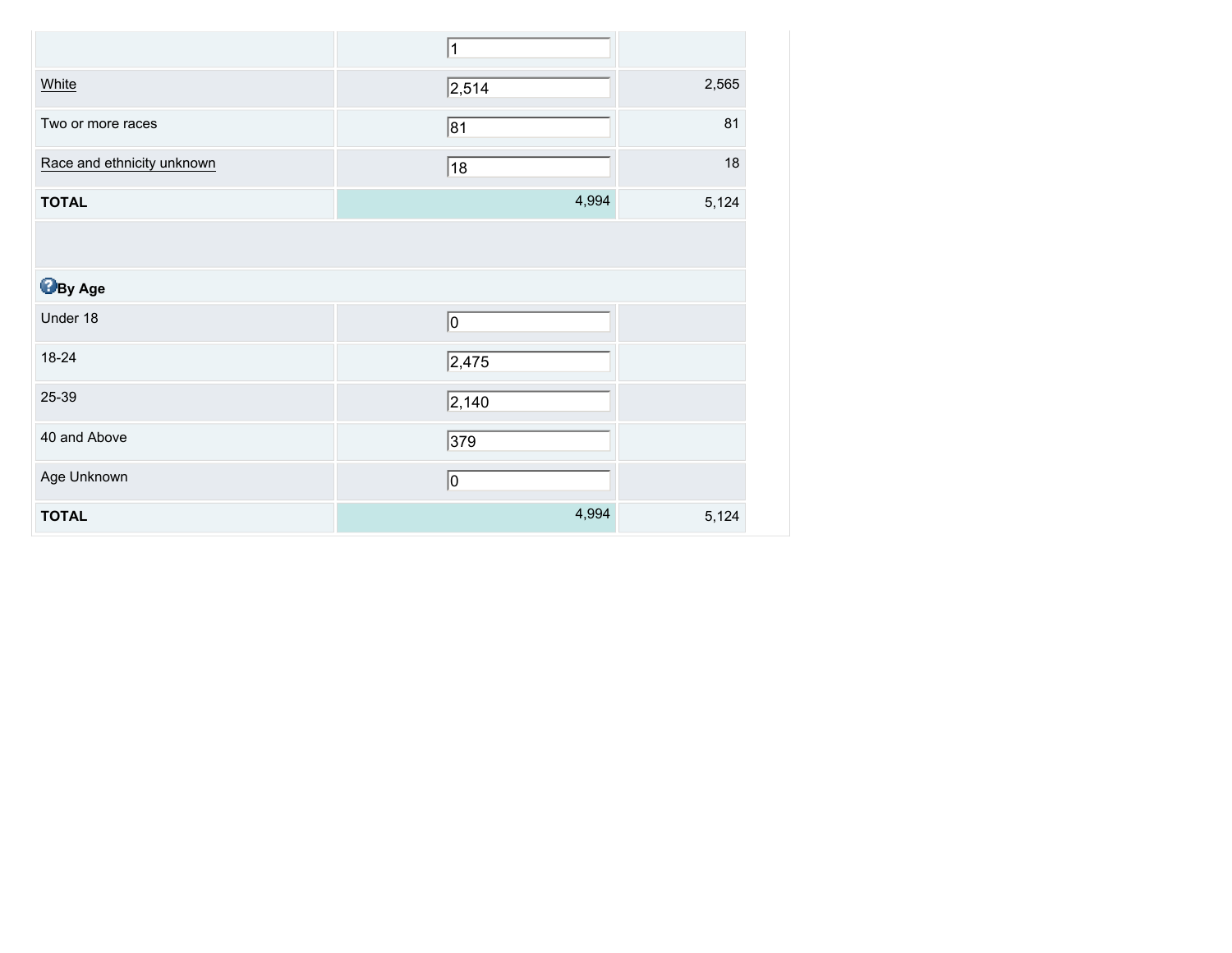| | | |
|---|---|---|
| | 1 | |
| White | 2,514 | 2,565 |
| Two or more races | 81 | 81 |
| Race and ethnicity unknown | 18 | 18 |
| **TOTAL** | 4,994 | 5,124 |

**By Age**

| | | |
|---|---|---|
| Under 18 | 0 | |
| 18-24 | 2,475 | |
| 25-39 | 2,140 | |
| 40 and Above | 379 | |
| Age Unknown | 0 | |
| **TOTAL** | 4,994 | 5,124 |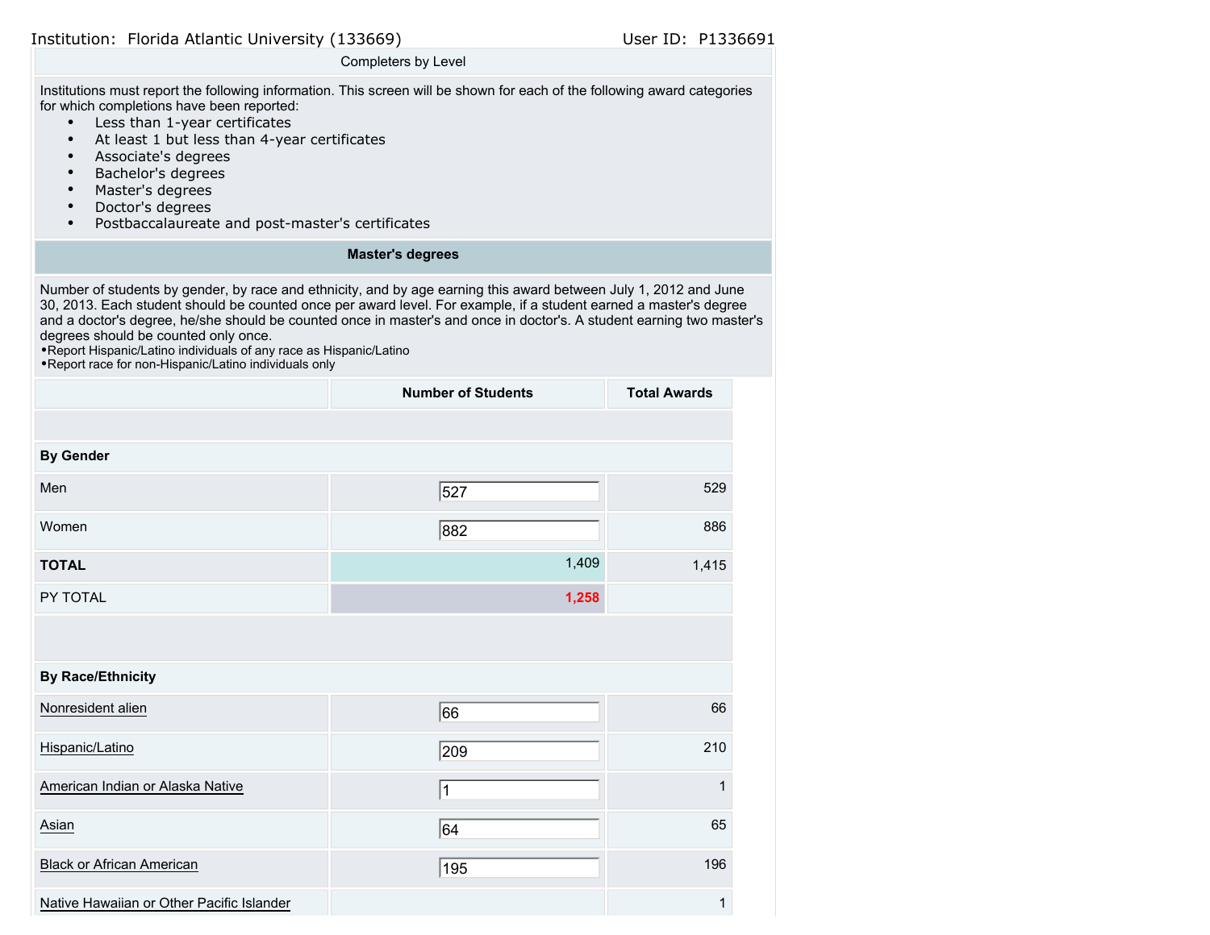Institution: Florida Atlantic University (133669) User ID: P1336691

Completers by Level

Institutions must report the following information. This screen will be shown for each of the following award categories for which completions have been reported:

- Less than 1-year certificates
- At least 1 but less than 4-year certificates
- Associate's degrees
- Bachelor's degrees
- Master's degrees
- Doctor's degrees
- Postbaccalaureate and post-master's certificates

## Master's degrees

Number of students by gender, by race and ethnicity, and by age earning this award between July 1, 2012 and June 30, 2013. Each student should be counted once per award level. For example, if a student earned a master's degree and a doctor's degree, he/she should be counted once in master's and once in doctor's. A student earning two master's degrees should be counted only once.

- Report Hispanic/Latino individuals of any race as Hispanic/Latino
- Report race for non-Hispanic/Latino individuals only

| | Number of Students | Total Awards |
|---|---|---|
| **By Gender** | | |
| Men | 527 | 529 |
| Women | 882 | 886 |
| **TOTAL** | 1,409 | 1,415 |
| PY TOTAL | 1,258 | |
| **By Race/Ethnicity** | | |
| Nonresident alien | 66 | 66 |
| Hispanic/Latino | 209 | 210 |
| American Indian or Alaska Native | 1 | 1 |
| Asian | 64 | 65 |
| Black or African American | 195 | 196 |
| Native Hawaiian or Other Pacific Islander | | 1 |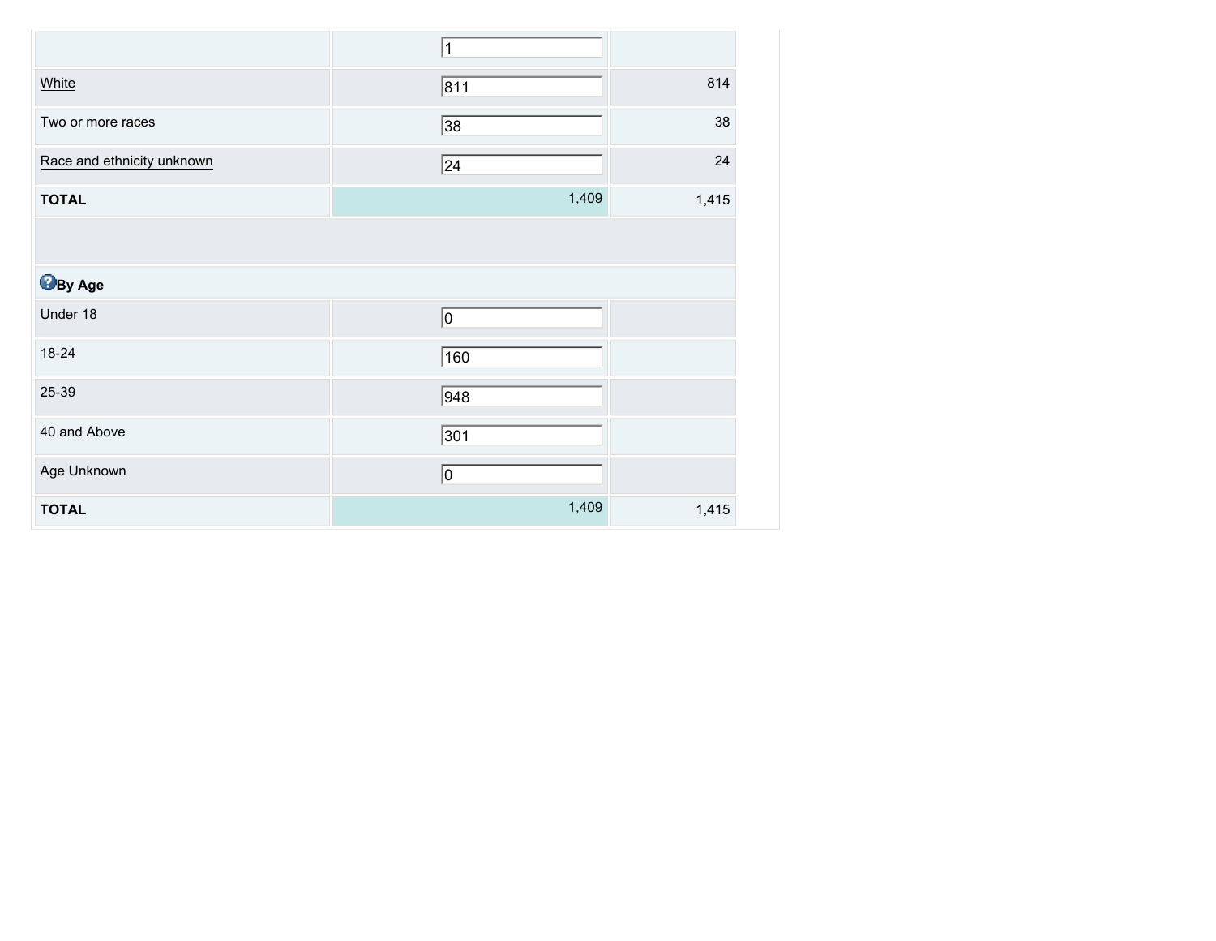| | | |
|---|---|---|
| | 1 | |
| White | 811 | 814 |
| Two or more races | 38 | 38 |
| Race and ethnicity unknown | 24 | 24 |
| **TOTAL** | 1,409 | 1,415 |
| | | |
| **By Age** | | |
| Under 18 | 0 | |
| 18-24 | 160 | |
| 25-39 | 948 | |
| 40 and Above | 301 | |
| Age Unknown | 0 | |
| **TOTAL** | 1,409 | 1,415 |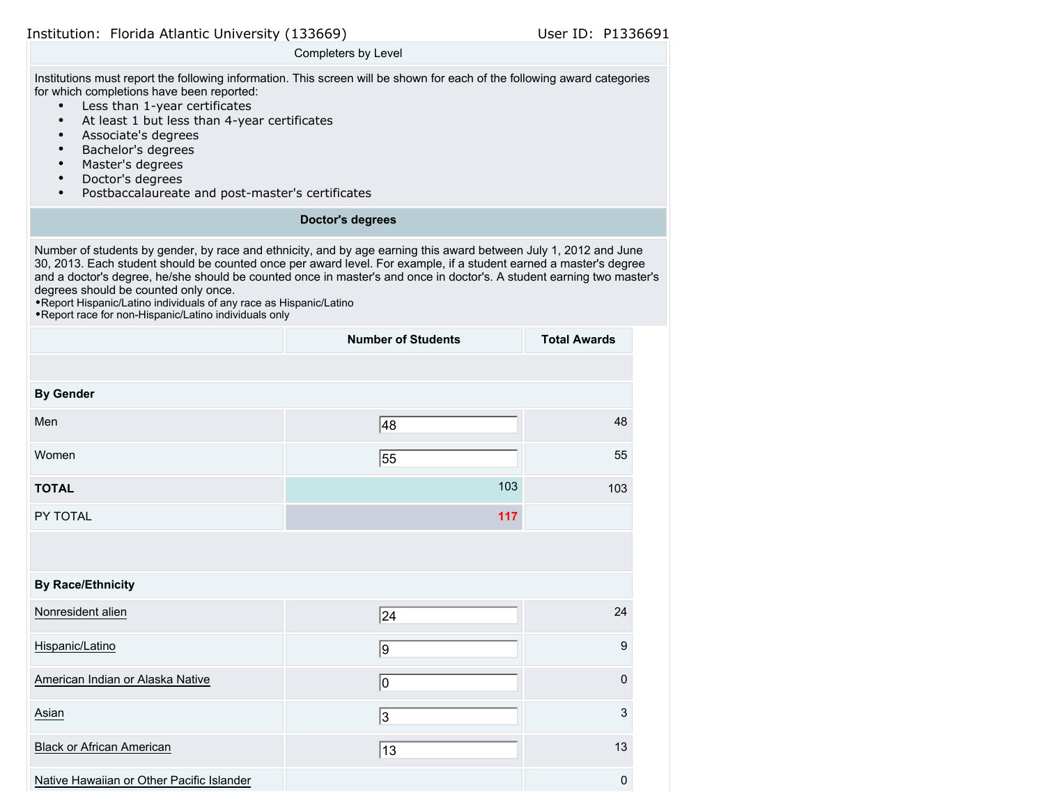Institution: Florida Atlantic University (133669) User ID: P1336691

Completers by Level

Institutions must report the following information. This screen will be shown for each of the following award categories for which completions have been reported:

- Less than 1-year certificates
- At least 1 but less than 4-year certificates
- Associate's degrees
- Bachelor's degrees
- Master's degrees
- Doctor's degrees
- Postbaccalaureate and post-master's certificates

**Doctor's degrees**

Number of students by gender, by race and ethnicity, and by age earning this award between July 1, 2012 and June 30, 2013. Each student should be counted once per award level. For example, if a student earned a master's degree and a doctor's degree, he/she should be counted once in master's and once in doctor's. A student earning two master's degrees should be counted only once.
•Report Hispanic/Latino individuals of any race as Hispanic/Latino
•Report race for non-Hispanic/Latino individuals only

| | Number of Students | Total Awards |
|---|---|---|
| **By Gender** | | |
| Men | 48 | 48 |
| Women | 55 | 55 |
| **TOTAL** | 103 | 103 |
| PY TOTAL | 117 | |
| **By Race/Ethnicity** | | |
| Nonresident alien | 24 | 24 |
| Hispanic/Latino | 9 | 9 |
| American Indian or Alaska Native | 0 | 0 |
| Asian | 3 | 3 |
| Black or African American | 13 | 13 |
| Native Hawaiian or Other Pacific Islander | | 0 |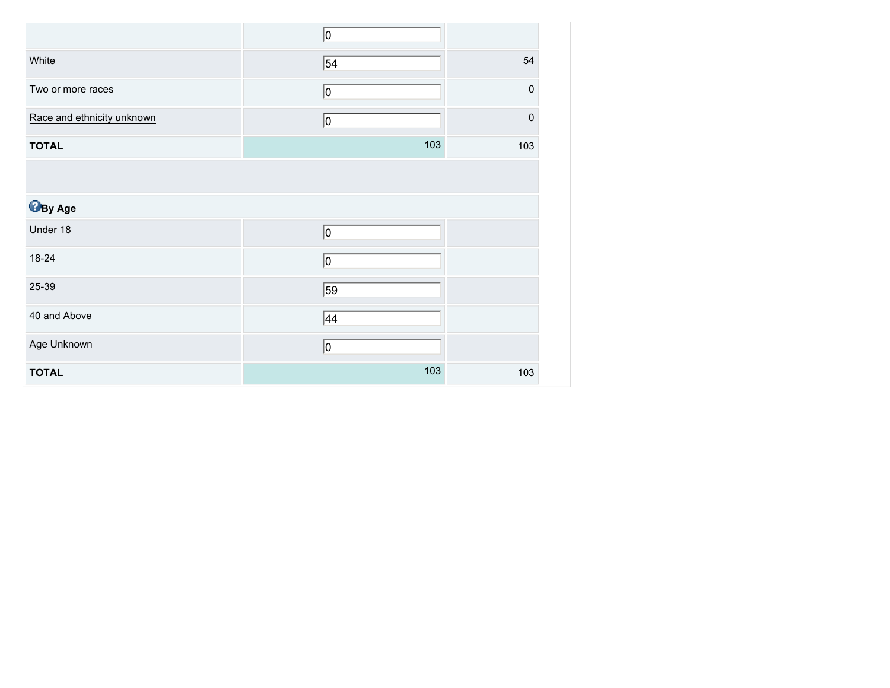| | | |
|---|---|---|
| | 0 | |
| White | 54 | 54 |
| Two or more races | 0 | 0 |
| Race and ethnicity unknown | 0 | 0 |
| **TOTAL** | 103 | 103 |
| | | |
| **By Age** | | |
| Under 18 | 0 | |
| 18-24 | 0 | |
| 25-39 | 59 | |
| 40 and Above | 44 | |
| Age Unknown | 0 | |
| **TOTAL** | 103 | 103 |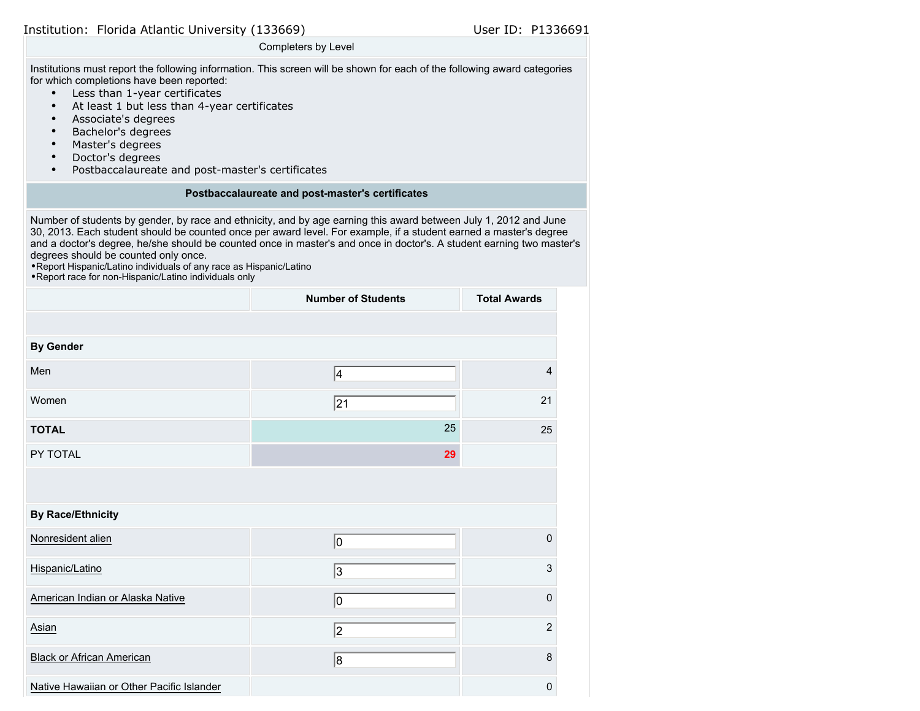Institution: Florida Atlantic University (133669) User ID: P1336691

## Completers by Level

Institutions must report the following information. This screen will be shown for each of the following award categories for which completions have been reported:

- Less than 1-year certificates
- At least 1 but less than 4-year certificates
- Associate's degrees
- Bachelor's degrees
- Master's degrees
- Doctor's degrees
- Postbaccalaureate and post-master's certificates

### Postbaccalaureate and post-master's certificates

Number of students by gender, by race and ethnicity, and by age earning this award between July 1, 2012 and June 30, 2013. Each student should be counted once per award level. For example, if a student earned a master's degree and a doctor's degree, he/she should be counted once in master's and once in doctor's. A student earning two master's degrees should be counted only once.

- Report Hispanic/Latino individuals of any race as Hispanic/Latino
- Report race for non-Hispanic/Latino individuals only

| | Number of Students | Total Awards |
|---|---|---|
| **By Gender** | | |
| Men | 4 | 4 |
| Women | 21 | 21 |
| **TOTAL** | 25 | 25 |
| PY TOTAL | 29 | |
| **By Race/Ethnicity** | | |
| Nonresident alien | 0 | 0 |
| Hispanic/Latino | 3 | 3 |
| American Indian or Alaska Native | 0 | 0 |
| Asian | 2 | 2 |
| Black or African American | 8 | 8 |
| Native Hawaiian or Other Pacific Islander | | 0 |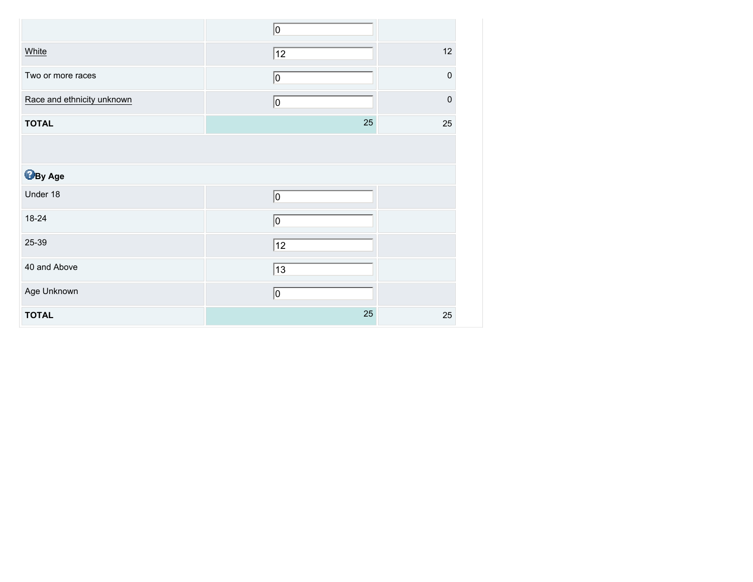| | | |
|---|---|---|
| | 0 | |
| White | 12 | 12 |
| Two or more races | 0 | 0 |
| Race and ethnicity unknown | 0 | 0 |
| **TOTAL** | 25 | 25 |

| **By Age** | | |
|---|---|---|
| Under 18 | 0 | |
| 18-24 | 0 | |
| 25-39 | 12 | |
| 40 and Above | 13 | |
| Age Unknown | 0 | |
| **TOTAL** | 25 | 25 |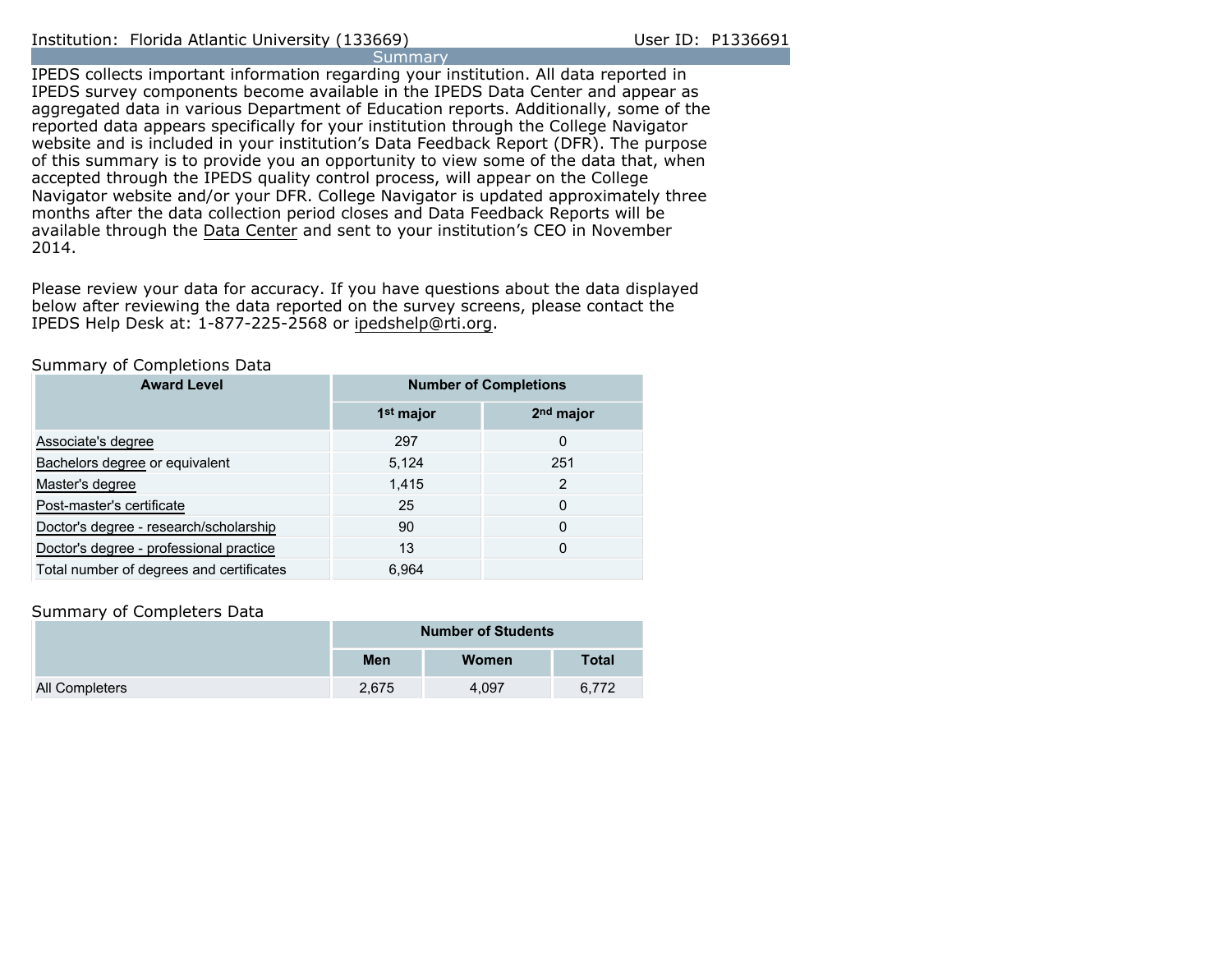Institution: Florida Atlantic University (133669) User ID: P1336691

## Summary

IPEDS collects important information regarding your institution. All data reported in IPEDS survey components become available in the IPEDS Data Center and appear as aggregated data in various Department of Education reports. Additionally, some of the reported data appears specifically for your institution through the College Navigator website and is included in your institution's Data Feedback Report (DFR). The purpose of this summary is to provide you an opportunity to view some of the data that, when accepted through the IPEDS quality control process, will appear on the College Navigator website and/or your DFR. College Navigator is updated approximately three months after the data collection period closes and Data Feedback Reports will be available through the Data Center and sent to your institution's CEO in November 2014.

Please review your data for accuracy. If you have questions about the data displayed below after reviewing the data reported on the survey screens, please contact the IPEDS Help Desk at: 1-877-225-2568 or ipedshelp@rti.org.

### Summary of Completions Data

| Award Level | Number of Completions | |
|---|---|---|
| | 1st major | 2nd major |
| Associate's degree | 297 | 0 |
| Bachelors degree or equivalent | 5,124 | 251 |
| Master's degree | 1,415 | 2 |
| Post-master's certificate | 25 | 0 |
| Doctor's degree - research/scholarship | 90 | 0 |
| Doctor's degree - professional practice | 13 | 0 |
| Total number of degrees and certificates | 6,964 | |

### Summary of Completers Data

| | Number of Students | | |
|---|---|---|---|
| | Men | Women | Total |
| All Completers | 2,675 | 4,097 | 6,772 |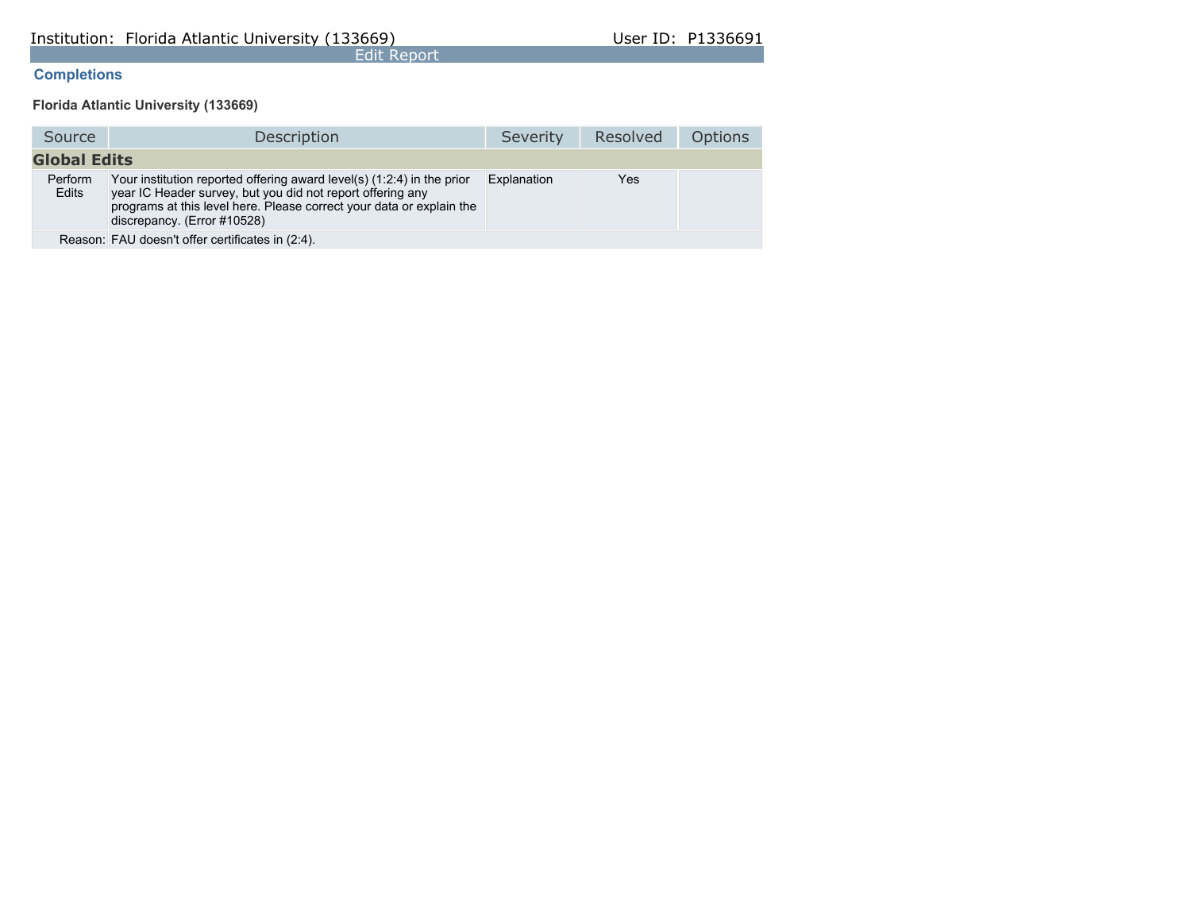Institution: Florida Atlantic University (133669) User ID: P1336691

Edit Report

## Completions

**Florida Atlantic University (133669)**

| Source | Description | Severity | Resolved | Options |
| --- | --- | --- | --- | --- |
| **Global Edits** | | | | |
| Perform Edits | Your institution reported offering award level(s) (1:2:4) in the prior year IC Header survey, but you did not report offering any programs at this level here. Please correct your data or explain the discrepancy. (Error #10528) | Explanation | Yes | |
| Reason: | FAU doesn't offer certificates in (2:4). | | | |